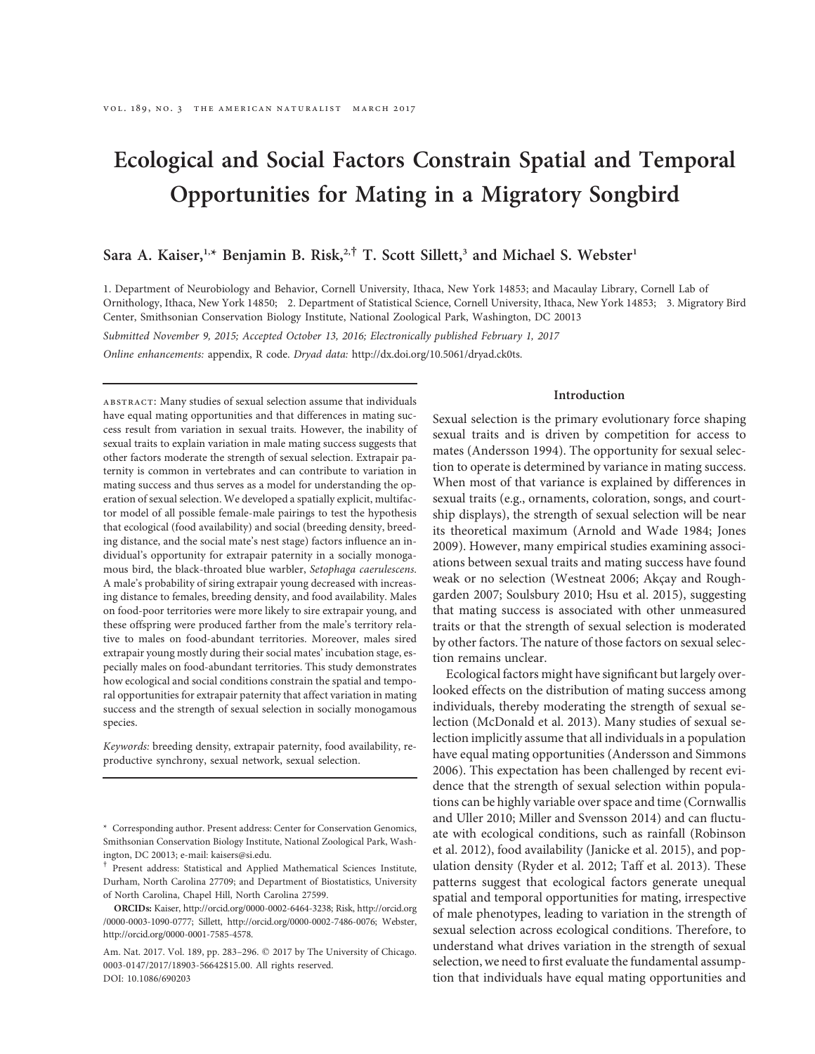# Ecological and Social Factors Constrain Spatial and Temporal Opportunities for Mating in a Migratory Songbird

**Sara A. Kaiser,[1,*] Benjamin B. Risk,[2,†] T. Scott Sillett,[3] and Michael S. Webster[1]**

1. Department of Neurobiology and Behavior, Cornell University, Ithaca, New York 14853; and Macaulay Library, Cornell Lab of Ornithology, Ithaca, New York 14850; 2. Department of Statistical Science, Cornell University, Ithaca, New York 14853; 3. Migratory Bird Center, Smithsonian Conservation Biology Institute, National Zoological Park, Washington, DC 20013

*Submitted November 9, 2015; Accepted October 13, 2016; Electronically published February 1, 2017*

*Online enhancements:* appendix, R code. *Dryad data:* http://dx.doi.org/10.5061/dryad.ck0ts.

ABSTRACT: Many studies of sexual selection assume that individuals have equal mating opportunities and that differences in mating success result from variation in sexual traits. However, the inability of sexual traits to explain variation in male mating success suggests that other factors moderate the strength of sexual selection. Extrapair paternity is common in vertebrates and can contribute to variation in mating success and thus serves as a model for understanding the operation of sexual selection. We developed a spatially explicit, multifactor model of all possible female-male pairings to test the hypothesis that ecological (food availability) and social (breeding density, breeding distance, and the social mate's nest stage) factors influence an individual's opportunity for extrapair paternity in a socially monogamous bird, the black-throated blue warbler, *Setophaga caerulescens*. A male's probability of siring extrapair young decreased with increasing distance to females, breeding density, and food availability. Males on food-poor territories were more likely to sire extrapair young, and these offspring were produced farther from the male's territory relative to males on food-abundant territories. Moreover, males sired extrapair young mostly during their social mates' incubation stage, especially males on food-abundant territories. This study demonstrates how ecological and social conditions constrain the spatial and temporal opportunities for extrapair paternity that affect variation in mating success and the strength of sexual selection in socially monogamous species.

*Keywords:* breeding density, extrapair paternity, food availability, reproductive synchrony, sexual network, sexual selection.

\* Corresponding author. Present address: Center for Conservation Genomics, Smithsonian Conservation Biology Institute, National Zoological Park, Washington, DC 20013; e-mail: kaisers@si.edu.

† Present address: Statistical and Applied Mathematical Sciences Institute, Durham, North Carolina 27709; and Department of Biostatistics, University of North Carolina, Chapel Hill, North Carolina 27599.

**ORCIDs:** Kaiser, http://orcid.org/0000-0002-6464-3238; Risk, http://orcid.org/0000-0003-1090-0777; Sillett, http://orcid.org/0000-0002-7486-0076; Webster, http://orcid.org/0000-0001-7585-4578.

Am. Nat. 2017. Vol. 189, pp. 283–296. © 2017 by The University of Chicago. 0003-0147/2017/18903-56642$15.00. All rights reserved.
DOI: 10.1086/690203

## Introduction

Sexual selection is the primary evolutionary force shaping sexual traits and is driven by competition for access to mates (Andersson 1994). The opportunity for sexual selection to operate is determined by variance in mating success. When most of that variance is explained by differences in sexual traits (e.g., ornaments, coloration, songs, and courtship displays), the strength of sexual selection will be near its theoretical maximum (Arnold and Wade 1984; Jones 2009). However, many empirical studies examining associations between sexual traits and mating success have found weak or no selection (Westneat 2006; Akçay and Roughgarden 2007; Soulsbury 2010; Hsu et al. 2015), suggesting that mating success is associated with other unmeasured traits or that the strength of sexual selection is moderated by other factors. The nature of those factors on sexual selection remains unclear.

Ecological factors might have significant but largely overlooked effects on the distribution of mating success among individuals, thereby moderating the strength of sexual selection (McDonald et al. 2013). Many studies of sexual selection implicitly assume that all individuals in a population have equal mating opportunities (Andersson and Simmons 2006). This expectation has been challenged by recent evidence that the strength of sexual selection within populations can be highly variable over space and time (Cornwallis and Uller 2010; Miller and Svensson 2014) and can fluctuate with ecological conditions, such as rainfall (Robinson et al. 2012), food availability (Janicke et al. 2015), and population density (Ryder et al. 2012; Taff et al. 2013). These patterns suggest that ecological factors generate unequal spatial and temporal opportunities for mating, irrespective of male phenotypes, leading to variation in the strength of sexual selection across ecological conditions. Therefore, to understand what drives variation in the strength of sexual selection, we need to first evaluate the fundamental assumption that individuals have equal mating opportunities and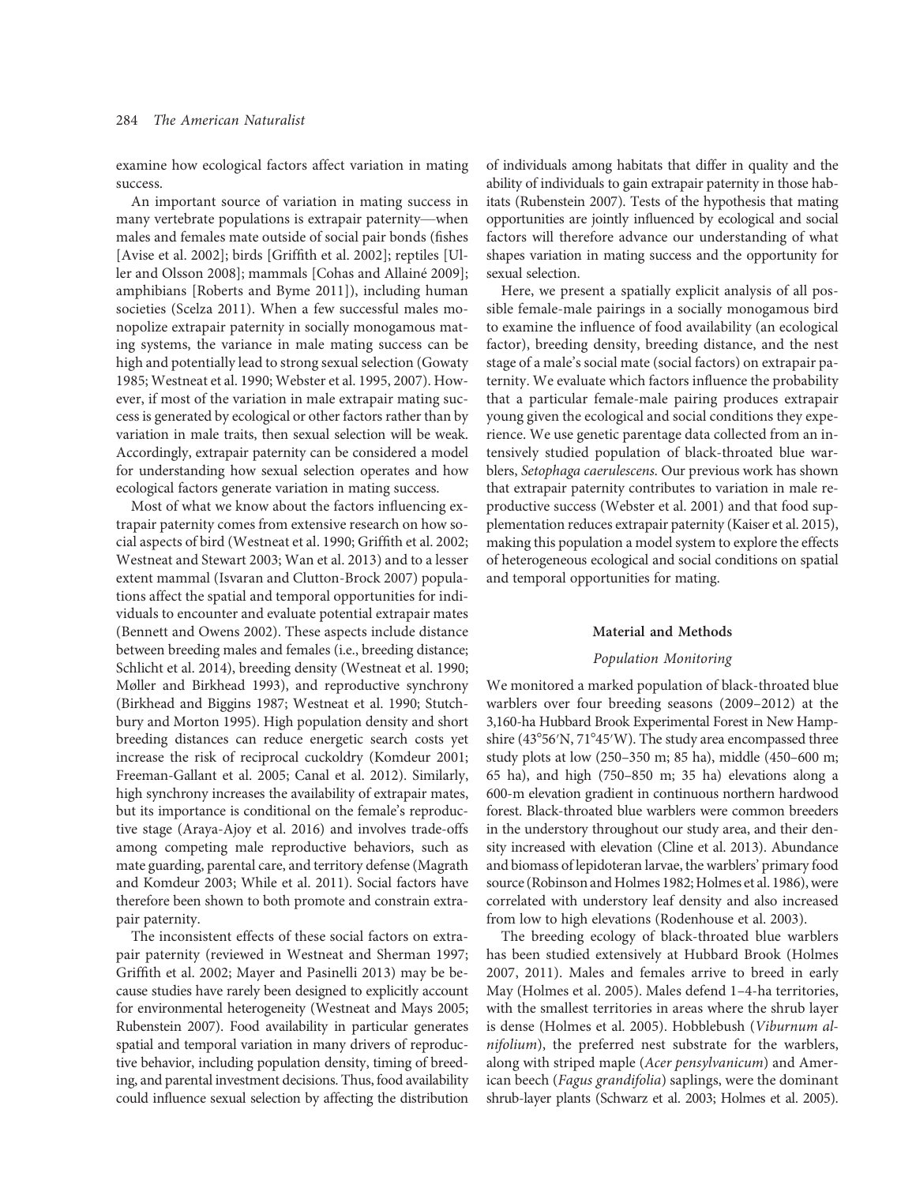examine how ecological factors affect variation in mating success.

An important source of variation in mating success in many vertebrate populations is extrapair paternity—when males and females mate outside of social pair bonds (fishes [Avise et al. 2002]; birds [Griffith et al. 2002]; reptiles [Uller and Olsson 2008]; mammals [Cohas and Allainé 2009]; amphibians [Roberts and Byme 2011]), including human societies (Scelza 2011). When a few successful males monopolize extrapair paternity in socially monogamous mating systems, the variance in male mating success can be high and potentially lead to strong sexual selection (Gowaty 1985; Westneat et al. 1990; Webster et al. 1995, 2007). However, if most of the variation in male extrapair mating success is generated by ecological or other factors rather than by variation in male traits, then sexual selection will be weak. Accordingly, extrapair paternity can be considered a model for understanding how sexual selection operates and how ecological factors generate variation in mating success.

Most of what we know about the factors influencing extrapair paternity comes from extensive research on how social aspects of bird (Westneat et al. 1990; Griffith et al. 2002; Westneat and Stewart 2003; Wan et al. 2013) and to a lesser extent mammal (Isvaran and Clutton-Brock 2007) populations affect the spatial and temporal opportunities for individuals to encounter and evaluate potential extrapair mates (Bennett and Owens 2002). These aspects include distance between breeding males and females (i.e., breeding distance; Schlicht et al. 2014), breeding density (Westneat et al. 1990; Møller and Birkhead 1993), and reproductive synchrony (Birkhead and Biggins 1987; Westneat et al. 1990; Stutchbury and Morton 1995). High population density and short breeding distances can reduce energetic search costs yet increase the risk of reciprocal cuckoldry (Komdeur 2001; Freeman-Gallant et al. 2005; Canal et al. 2012). Similarly, high synchrony increases the availability of extrapair mates, but its importance is conditional on the female's reproductive stage (Araya-Ajoy et al. 2016) and involves trade-offs among competing male reproductive behaviors, such as mate guarding, parental care, and territory defense (Magrath and Komdeur 2003; While et al. 2011). Social factors have therefore been shown to both promote and constrain extrapair paternity.

The inconsistent effects of these social factors on extrapair paternity (reviewed in Westneat and Sherman 1997; Griffith et al. 2002; Mayer and Pasinelli 2013) may be because studies have rarely been designed to explicitly account for environmental heterogeneity (Westneat and Mays 2005; Rubenstein 2007). Food availability in particular generates spatial and temporal variation in many drivers of reproductive behavior, including population density, timing of breeding, and parental investment decisions. Thus, food availability could influence sexual selection by affecting the distribution of individuals among habitats that differ in quality and the ability of individuals to gain extrapair paternity in those habitats (Rubenstein 2007). Tests of the hypothesis that mating opportunities are jointly influenced by ecological and social factors will therefore advance our understanding of what shapes variation in mating success and the opportunity for sexual selection.

Here, we present a spatially explicit analysis of all possible female-male pairings in a socially monogamous bird to examine the influence of food availability (an ecological factor), breeding density, breeding distance, and the nest stage of a male's social mate (social factors) on extrapair paternity. We evaluate which factors influence the probability that a particular female-male pairing produces extrapair young given the ecological and social conditions they experience. We use genetic parentage data collected from an intensively studied population of black-throated blue warblers, *Setophaga caerulescens*. Our previous work has shown that extrapair paternity contributes to variation in male reproductive success (Webster et al. 2001) and that food supplementation reduces extrapair paternity (Kaiser et al. 2015), making this population a model system to explore the effects of heterogeneous ecological and social conditions on spatial and temporal opportunities for mating.

## Material and Methods

### Population Monitoring

We monitored a marked population of black-throated blue warblers over four breeding seasons (2009–2012) at the 3,160-ha Hubbard Brook Experimental Forest in New Hampshire (43°56′N, 71°45′W). The study area encompassed three study plots at low (250–350 m; 85 ha), middle (450–600 m; 65 ha), and high (750–850 m; 35 ha) elevations along a 600-m elevation gradient in continuous northern hardwood forest. Black-throated blue warblers were common breeders in the understory throughout our study area, and their density increased with elevation (Cline et al. 2013). Abundance and biomass of lepidoteran larvae, the warblers' primary food source (Robinson and Holmes 1982; Holmes et al. 1986), were correlated with understory leaf density and also increased from low to high elevations (Rodenhouse et al. 2003).

The breeding ecology of black-throated blue warblers has been studied extensively at Hubbard Brook (Holmes 2007, 2011). Males and females arrive to breed in early May (Holmes et al. 2005). Males defend 1–4-ha territories, with the smallest territories in areas where the shrub layer is dense (Holmes et al. 2005). Hobblebush (*Viburnum alnifolium*), the preferred nest substrate for the warblers, along with striped maple (*Acer pensylvanicum*) and American beech (*Fagus grandifolia*) saplings, were the dominant shrub-layer plants (Schwarz et al. 2003; Holmes et al. 2005).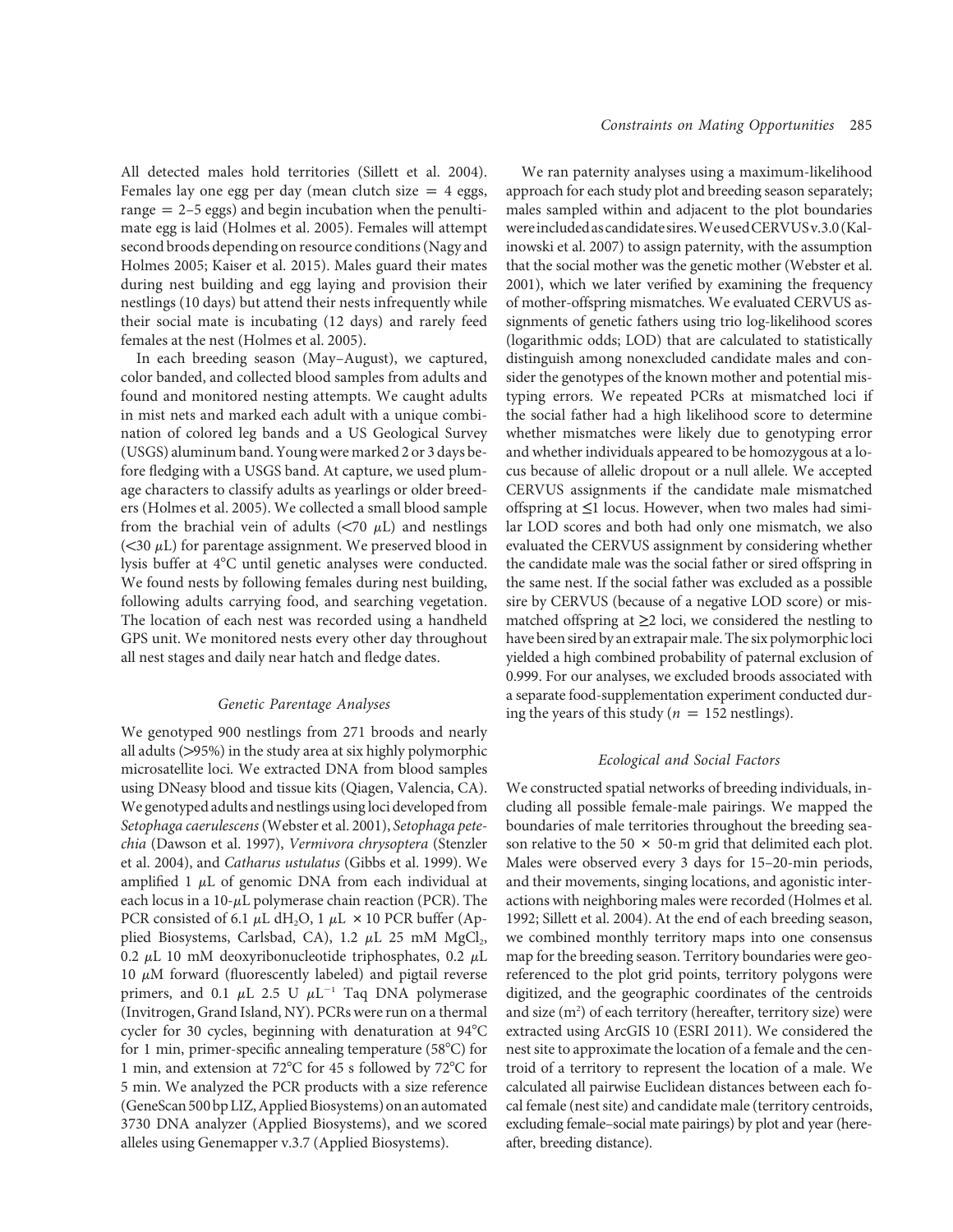All detected males hold territories (Sillett et al. 2004). Females lay one egg per day (mean clutch size = 4 eggs, range = 2–5 eggs) and begin incubation when the penultimate egg is laid (Holmes et al. 2005). Females will attempt second broods depending on resource conditions (Nagy and Holmes 2005; Kaiser et al. 2015). Males guard their mates during nest building and egg laying and provision their nestlings (10 days) but attend their nests infrequently while their social mate is incubating (12 days) and rarely feed females at the nest (Holmes et al. 2005).

In each breeding season (May–August), we captured, color banded, and collected blood samples from adults and found and monitored nesting attempts. We caught adults in mist nets and marked each adult with a unique combination of colored leg bands and a US Geological Survey (USGS) aluminum band. Young were marked 2 or 3 days before fledging with a USGS band. At capture, we used plumage characters to classify adults as yearlings or older breeders (Holmes et al. 2005). We collected a small blood sample from the brachial vein of adults (<70 $\mu$L) and nestlings (<30 $\mu$L) for parentage assignment. We preserved blood in lysis buffer at 4°C until genetic analyses were conducted. We found nests by following females during nest building, following adults carrying food, and searching vegetation. The location of each nest was recorded using a handheld GPS unit. We monitored nests every other day throughout all nest stages and daily near hatch and fledge dates.

### Genetic Parentage Analyses

We genotyped 900 nestlings from 271 broods and nearly all adults (>95%) in the study area at six highly polymorphic microsatellite loci. We extracted DNA from blood samples using DNeasy blood and tissue kits (Qiagen, Valencia, CA). We genotyped adults and nestlings using loci developed from *Setophaga caerulescens* (Webster et al. 2001), *Setophaga petechia* (Dawson et al. 1997), *Vermivora chrysoptera* (Stenzler et al. 2004), and *Catharus ustulatus* (Gibbs et al. 1999). We amplified 1 $\mu$L of genomic DNA from each individual at each locus in a 10-$\mu$L polymerase chain reaction (PCR). The PCR consisted of 6.1 $\mu$L $dH_2O$, 1 $\mu$L × 10 PCR buffer (Applied Biosystems, Carlsbad, CA), 1.2 $\mu$L 25 mM $MgCl_2$, 0.2 $\mu$L 10 mM deoxyribonucleotide triphosphates, 0.2 $\mu$L 10 $\mu$M forward (fluorescently labeled) and pigtail reverse primers, and 0.1 $\mu$L 2.5 U $\mu L^{-1}$ Taq DNA polymerase (Invitrogen, Grand Island, NY). PCRs were run on a thermal cycler for 30 cycles, beginning with denaturation at 94°C for 1 min, primer-specific annealing temperature (58°C) for 1 min, and extension at 72°C for 45 s followed by 72°C for 5 min. We analyzed the PCR products with a size reference (GeneScan 500 bp LIZ, Applied Biosystems) on an automated 3730 DNA analyzer (Applied Biosystems), and we scored alleles using Genemapper v.3.7 (Applied Biosystems).

We ran paternity analyses using a maximum-likelihood approach for each study plot and breeding season separately; males sampled within and adjacent to the plot boundaries were included as candidate sires. We used CERVUS v.3.0 (Kalinowski et al. 2007) to assign paternity, with the assumption that the social mother was the genetic mother (Webster et al. 2001), which we later verified by examining the frequency of mother-offspring mismatches. We evaluated CERVUS assignments of genetic fathers using trio log-likelihood scores (logarithmic odds; LOD) that are calculated to statistically distinguish among nonexcluded candidate males and consider the genotypes of the known mother and potential mistyping errors. We repeated PCRs at mismatched loci if the social father had a high likelihood score to determine whether mismatches were likely due to genotyping error and whether individuals appeared to be homozygous at a locus because of allelic dropout or a null allele. We accepted CERVUS assignments if the candidate male mismatched offspring at ≤1 locus. However, when two males had similar LOD scores and both had only one mismatch, we also evaluated the CERVUS assignment by considering whether the candidate male was the social father or sired offspring in the same nest. If the social father was excluded as a possible sire by CERVUS (because of a negative LOD score) or mismatched offspring at ≥2 loci, we considered the nestling to have been sired by an extrapair male. The six polymorphic loci yielded a high combined probability of paternal exclusion of 0.999. For our analyses, we excluded broods associated with a separate food-supplementation experiment conducted during the years of this study ($n$ = 152 nestlings).

### Ecological and Social Factors

We constructed spatial networks of breeding individuals, including all possible female-male pairings. We mapped the boundaries of male territories throughout the breeding season relative to the 50 × 50-m grid that delimited each plot. Males were observed every 3 days for 15–20-min periods, and their movements, singing locations, and agonistic interactions with neighboring males were recorded (Holmes et al. 1992; Sillett et al. 2004). At the end of each breeding season, we combined monthly territory maps into one consensus map for the breeding season. Territory boundaries were georeferenced to the plot grid points, territory polygons were digitized, and the geographic coordinates of the centroids and size ($m^2$) of each territory (hereafter, territory size) were extracted using ArcGIS 10 (ESRI 2011). We considered the nest site to approximate the location of a female and the centroid of a territory to represent the location of a male. We calculated all pairwise Euclidean distances between each focal female (nest site) and candidate male (territory centroids, excluding female–social mate pairings) by plot and year (hereafter, breeding distance).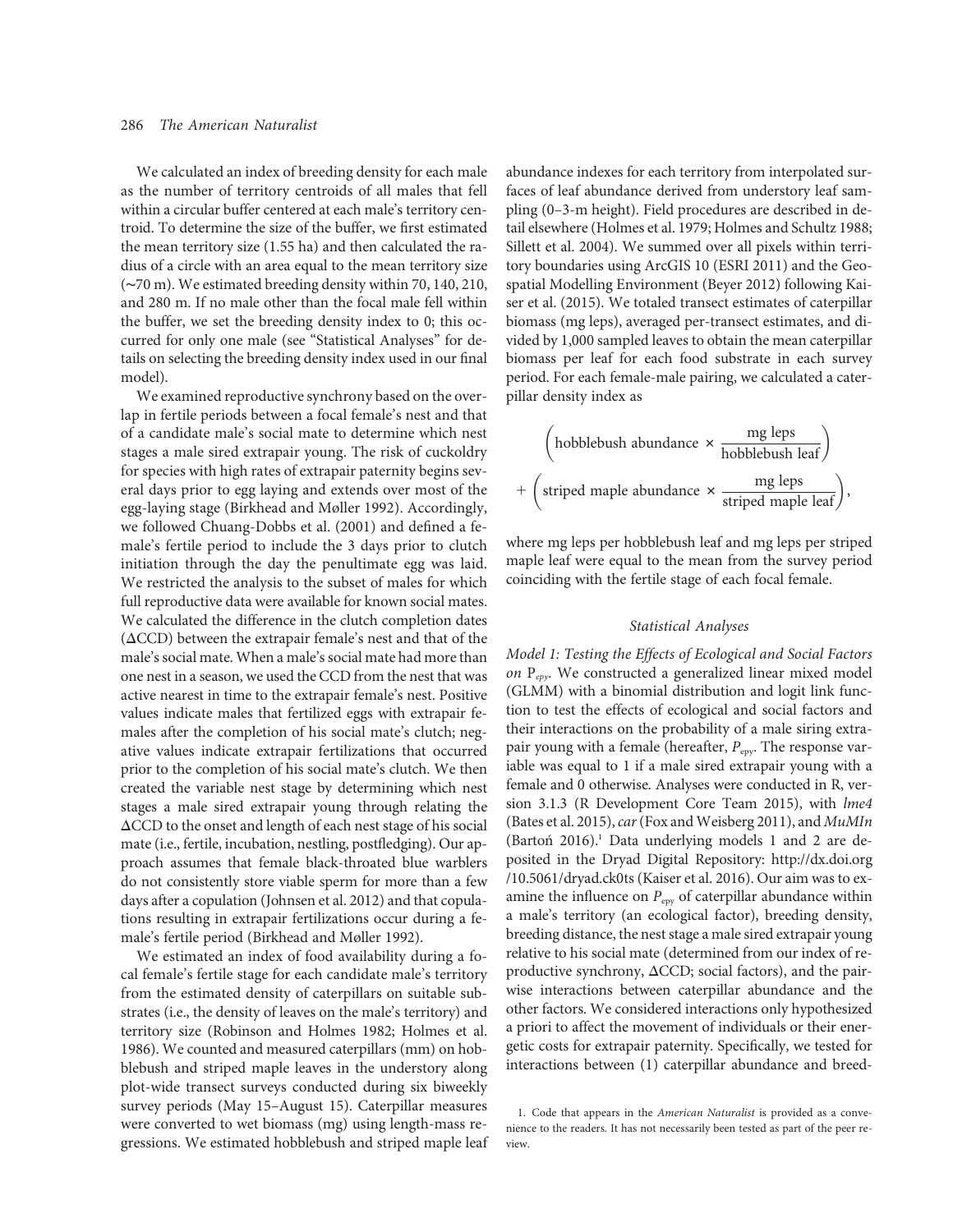We calculated an index of breeding density for each male as the number of territory centroids of all males that fell within a circular buffer centered at each male's territory centroid. To determine the size of the buffer, we first estimated the mean territory size (1.55 ha) and then calculated the radius of a circle with an area equal to the mean territory size (~70 m). We estimated breeding density within 70, 140, 210, and 280 m. If no male other than the focal male fell within the buffer, we set the breeding density index to 0; this occurred for only one male (see "Statistical Analyses" for details on selecting the breeding density index used in our final model).

We examined reproductive synchrony based on the overlap in fertile periods between a focal female's nest and that of a candidate male's social mate to determine which nest stages a male sired extrapair young. The risk of cuckoldry for species with high rates of extrapair paternity begins several days prior to egg laying and extends over most of the egg-laying stage (Birkhead and Møller 1992). Accordingly, we followed Chuang-Dobbs et al. (2001) and defined a female's fertile period to include the 3 days prior to clutch initiation through the day the penultimate egg was laid. We restricted the analysis to the subset of males for which full reproductive data were available for known social mates. We calculated the difference in the clutch completion dates (ΔCCD) between the extrapair female's nest and that of the male's social mate. When a male's social mate had more than one nest in a season, we used the CCD from the nest that was active nearest in time to the extrapair female's nest. Positive values indicate males that fertilized eggs with extrapair females after the completion of his social mate's clutch; negative values indicate extrapair fertilizations that occurred prior to the completion of his social mate's clutch. We then created the variable nest stage by determining which nest stages a male sired extrapair young through relating the ΔCCD to the onset and length of each nest stage of his social mate (i.e., fertile, incubation, nestling, postfledging). Our approach assumes that female black-throated blue warblers do not consistently store viable sperm for more than a few days after a copulation (Johnsen et al. 2012) and that copulations resulting in extrapair fertilizations occur during a female's fertile period (Birkhead and Møller 1992).

We estimated an index of food availability during a focal female's fertile stage for each candidate male's territory from the estimated density of caterpillars on suitable substrates (i.e., the density of leaves on the male's territory) and territory size (Robinson and Holmes 1982; Holmes et al. 1986). We counted and measured caterpillars (mm) on hobblebush and striped maple leaves in the understory along plot-wide transect surveys conducted during six biweekly survey periods (May 15–August 15). Caterpillar measures were converted to wet biomass (mg) using length-mass regressions. We estimated hobblebush and striped maple leaf abundance indexes for each territory from interpolated surfaces of leaf abundance derived from understory leaf sampling (0–3-m height). Field procedures are described in detail elsewhere (Holmes et al. 1979; Holmes and Schultz 1988; Sillett et al. 2004). We summed over all pixels within territory boundaries using ArcGIS 10 (ESRI 2011) and the Geospatial Modelling Environment (Beyer 2012) following Kaiser et al. (2015). We totaled transect estimates of caterpillar biomass (mg leps), averaged per-transect estimates, and divided by 1,000 sampled leaves to obtain the mean caterpillar biomass per leaf for each food substrate in each survey period. For each female-male pairing, we calculated a caterpillar density index as

$$\left(\text{hobblebush abundance} \times \frac{\text{mg leps}}{\text{hobblebush leaf}}\right) + \left(\text{striped maple abundance} \times \frac{\text{mg leps}}{\text{striped maple leaf}}\right),$$

where mg leps per hobblebush leaf and mg leps per striped maple leaf were equal to the mean from the survey period coinciding with the fertile stage of each focal female.

### Statistical Analyses

*Model 1: Testing the Effects of Ecological and Social Factors on* $P_{epy}$. We constructed a generalized linear mixed model (GLMM) with a binomial distribution and logit link function to test the effects of ecological and social factors and their interactions on the probability of a male siring extrapair young with a female (hereafter, $P_{epy}$. The response variable was equal to 1 if a male sired extrapair young with a female and 0 otherwise. Analyses were conducted in R, version 3.1.3 (R Development Core Team 2015), with *lme4* (Bates et al. 2015), *car* (Fox and Weisberg 2011), and *MuMIn* (Bartoń 2016).[1] Data underlying models 1 and 2 are deposited in the Dryad Digital Repository: http://dx.doi.org/10.5061/dryad.ck0ts (Kaiser et al. 2016). Our aim was to examine the influence on $P_{epy}$ of caterpillar abundance within a male's territory (an ecological factor), breeding density, breeding distance, the nest stage a male sired extrapair young relative to his social mate (determined from our index of reproductive synchrony, ΔCCD; social factors), and the pairwise interactions between caterpillar abundance and the other factors. We considered interactions only hypothesized a priori to affect the movement of individuals or their energetic costs for extrapair paternity. Specifically, we tested for interactions between (1) caterpillar abundance and breed-

1. Code that appears in the *American Naturalist* is provided as a convenience to the readers. It has not necessarily been tested as part of the peer review.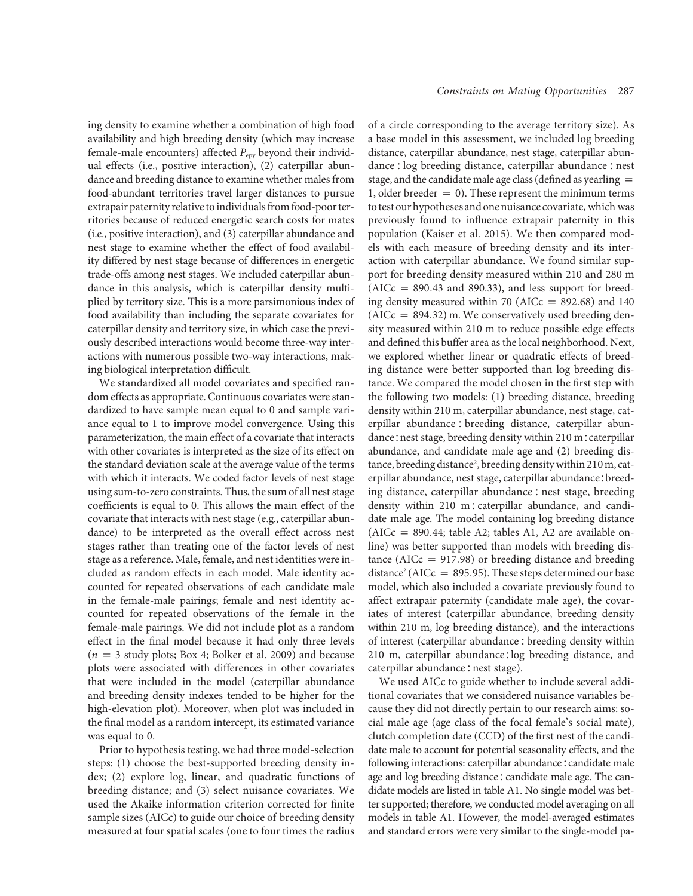ing density to examine whether a combination of high food availability and high breeding density (which may increase female-male encounters) affected $P_{epy}$ beyond their individual effects (i.e., positive interaction), (2) caterpillar abundance and breeding distance to examine whether males from food-abundant territories travel larger distances to pursue extrapair paternity relative to individuals from food-poor territories because of reduced energetic search costs for mates (i.e., positive interaction), and (3) caterpillar abundance and nest stage to examine whether the effect of food availability differed by nest stage because of differences in energetic trade-offs among nest stages. We included caterpillar abundance in this analysis, which is caterpillar density multiplied by territory size. This is a more parsimonious index of food availability than including the separate covariates for caterpillar density and territory size, in which case the previously described interactions would become three-way interactions with numerous possible two-way interactions, making biological interpretation difficult.

We standardized all model covariates and specified random effects as appropriate. Continuous covariates were standardized to have sample mean equal to 0 and sample variance equal to 1 to improve model convergence. Using this parameterization, the main effect of a covariate that interacts with other covariates is interpreted as the size of its effect on the standard deviation scale at the average value of the terms with which it interacts. We coded factor levels of nest stage using sum-to-zero constraints. Thus, the sum of all nest stage coefficients is equal to 0. This allows the main effect of the covariate that interacts with nest stage (e.g., caterpillar abundance) to be interpreted as the overall effect across nest stages rather than treating one of the factor levels of nest stage as a reference. Male, female, and nest identities were included as random effects in each model. Male identity accounted for repeated observations of each candidate male in the female-male pairings; female and nest identity accounted for repeated observations of the female in the female-male pairings. We did not include plot as a random effect in the final model because it had only three levels ($n = 3$ study plots; Box 4; Bolker et al. 2009) and because plots were associated with differences in other covariates that were included in the model (caterpillar abundance and breeding density indexes tended to be higher for the high-elevation plot). Moreover, when plot was included in the final model as a random intercept, its estimated variance was equal to 0.

Prior to hypothesis testing, we had three model-selection steps: (1) choose the best-supported breeding density index; (2) explore log, linear, and quadratic functions of breeding distance; and (3) select nuisance covariates. We used the Akaike information criterion corrected for finite sample sizes (AICc) to guide our choice of breeding density measured at four spatial scales (one to four times the radius of a circle corresponding to the average territory size). As a base model in this assessment, we included log breeding distance, caterpillar abundance, nest stage, caterpillar abundance : log breeding distance, caterpillar abundance : nest stage, and the candidate male age class (defined as yearling = 1, older breeder = 0). These represent the minimum terms to test our hypotheses and one nuisance covariate, which was previously found to influence extrapair paternity in this population (Kaiser et al. 2015). We then compared models with each measure of breeding density and its interaction with caterpillar abundance. We found similar support for breeding density measured within 210 and 280 m (AICc = 890.43 and 890.33), and less support for breeding density measured within 70 (AICc = 892.68) and 140 (AICc = 894.32) m. We conservatively used breeding density measured within 210 m to reduce possible edge effects and defined this buffer area as the local neighborhood. Next, we explored whether linear or quadratic effects of breeding distance were better supported than log breeding distance. We compared the model chosen in the first step with the following two models: (1) breeding distance, breeding density within 210 m, caterpillar abundance, nest stage, caterpillar abundance : breeding distance, caterpillar abundance : nest stage, breeding density within 210 m : caterpillar abundance, and candidate male age and (2) breeding distance, breeding distance$^2$, breeding density within 210 m, caterpillar abundance, nest stage, caterpillar abundance : breeding distance, caterpillar abundance : nest stage, breeding density within 210 m : caterpillar abundance, and candidate male age. The model containing log breeding distance (AICc = 890.44; table A2; tables A1, A2 are available online) was better supported than models with breeding distance (AICc = 917.98) or breeding distance and breeding distance$^2$ (AICc = 895.95). These steps determined our base model, which also included a covariate previously found to affect extrapair paternity (candidate male age), the covariates of interest (caterpillar abundance, breeding density within 210 m, log breeding distance), and the interactions of interest (caterpillar abundance : breeding density within 210 m, caterpillar abundance : log breeding distance, and caterpillar abundance : nest stage).

We used AICc to guide whether to include several additional covariates that we considered nuisance variables because they did not directly pertain to our research aims: social male age (age class of the focal female's social mate), clutch completion date (CCD) of the first nest of the candidate male to account for potential seasonality effects, and the following interactions: caterpillar abundance : candidate male age and log breeding distance : candidate male age. The candidate models are listed in table A1. No single model was better supported; therefore, we conducted model averaging on all models in table A1. However, the model-averaged estimates and standard errors were very similar to the single-model pa-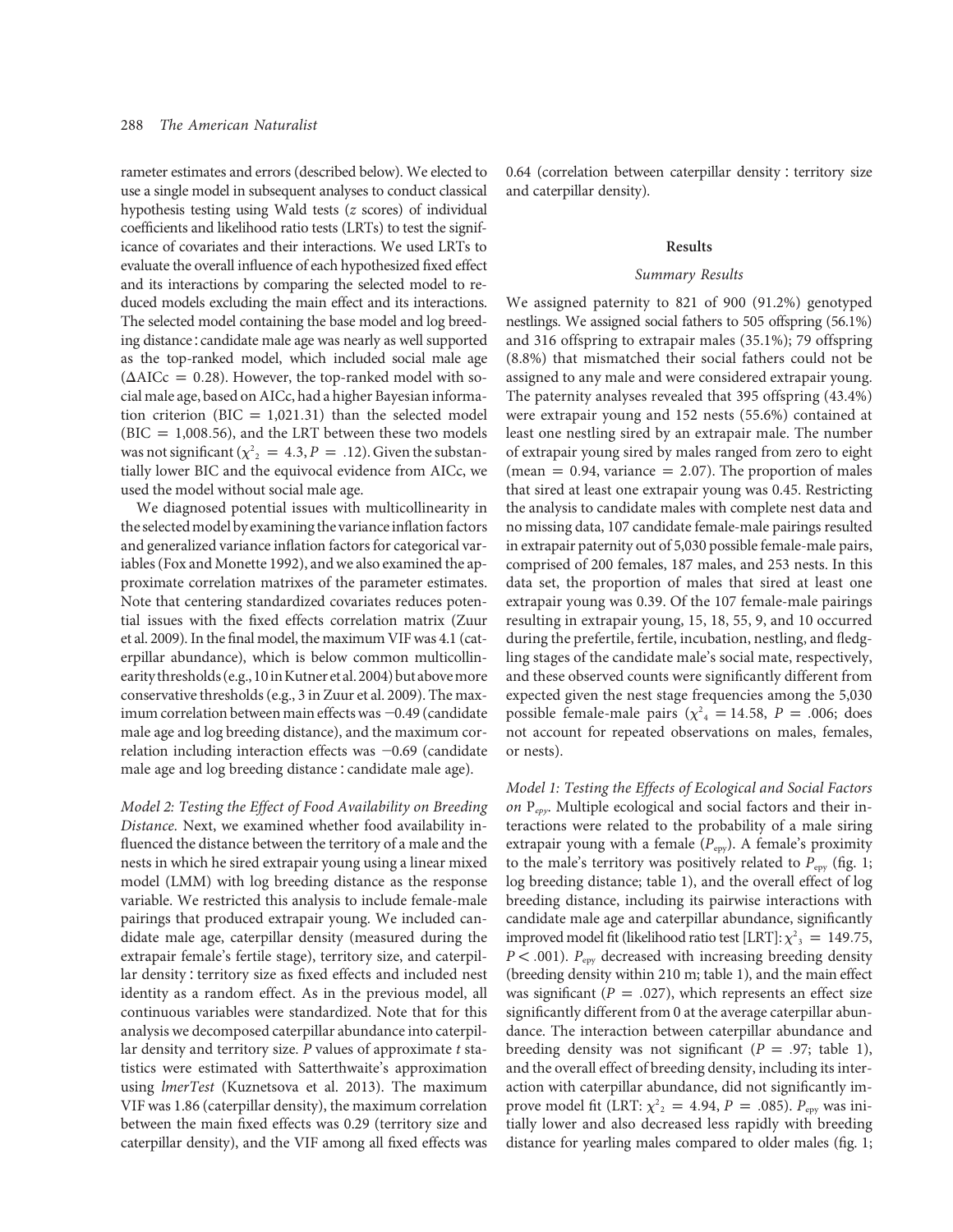rameter estimates and errors (described below). We elected to use a single model in subsequent analyses to conduct classical hypothesis testing using Wald tests (*z* scores) of individual coefficients and likelihood ratio tests (LRTs) to test the significance of covariates and their interactions. We used LRTs to evaluate the overall influence of each hypothesized fixed effect and its interactions by comparing the selected model to reduced models excluding the main effect and its interactions. The selected model containing the base model and log breeding distance : candidate male age was nearly as well supported as the top-ranked model, which included social male age ($\Delta$AICc = 0.28). However, the top-ranked model with social male age, based on AICc, had a higher Bayesian information criterion (BIC = 1,021.31) than the selected model (BIC = 1,008.56), and the LRT between these two models was not significant ($\chi^2_2 = 4.3$, $P = .12$). Given the substantially lower BIC and the equivocal evidence from AICc, we used the model without social male age.

We diagnosed potential issues with multicollinearity in the selected model by examining the variance inflation factors and generalized variance inflation factors for categorical variables (Fox and Monette 1992), and we also examined the approximate correlation matrixes of the parameter estimates. Note that centering standardized covariates reduces potential issues with the fixed effects correlation matrix (Zuur et al. 2009). In the final model, the maximum VIF was 4.1 (caterpillar abundance), which is below common multicollinearity thresholds (e.g., 10 in Kutner et al. 2004) but above more conservative thresholds (e.g., 3 in Zuur et al. 2009). The maximum correlation between main effects was −0.49 (candidate male age and log breeding distance), and the maximum correlation including interaction effects was −0.69 (candidate male age and log breeding distance : candidate male age).

*Model 2: Testing the Effect of Food Availability on Breeding Distance.* Next, we examined whether food availability influenced the distance between the territory of a male and the nests in which he sired extrapair young using a linear mixed model (LMM) with log breeding distance as the response variable. We restricted this analysis to include female-male pairings that produced extrapair young. We included candidate male age, caterpillar density (measured during the extrapair female's fertile stage), territory size, and caterpillar density : territory size as fixed effects and included nest identity as a random effect. As in the previous model, all continuous variables were standardized. Note that for this analysis we decomposed caterpillar abundance into caterpillar density and territory size. *P* values of approximate *t* statistics were estimated with Satterthwaite's approximation using *lmerTest* (Kuznetsova et al. 2013). The maximum VIF was 1.86 (caterpillar density), the maximum correlation between the main fixed effects was 0.29 (territory size and caterpillar density), and the VIF among all fixed effects was 0.64 (correlation between caterpillar density : territory size and caterpillar density).

## Results

### Summary Results

We assigned paternity to 821 of 900 (91.2%) genotyped nestlings. We assigned social fathers to 505 offspring (56.1%) and 316 offspring to extrapair males (35.1%); 79 offspring (8.8%) that mismatched their social fathers could not be assigned to any male and were considered extrapair young. The paternity analyses revealed that 395 offspring (43.4%) were extrapair young and 152 nests (55.6%) contained at least one nestling sired by an extrapair male. The number of extrapair young sired by males ranged from zero to eight (mean = 0.94, variance = 2.07). The proportion of males that sired at least one extrapair young was 0.45. Restricting the analysis to candidate males with complete nest data and no missing data, 107 candidate female-male pairings resulted in extrapair paternity out of 5,030 possible female-male pairs, comprised of 200 females, 187 males, and 253 nests. In this data set, the proportion of males that sired at least one extrapair young was 0.39. Of the 107 female-male pairings resulting in extrapair young, 15, 18, 55, 9, and 10 occurred during the prefertile, fertile, incubation, nestling, and fledgling stages of the candidate male's social mate, respectively, and these observed counts were significantly different from expected given the nest stage frequencies among the 5,030 possible female-male pairs ($\chi^2_4 = 14.58$, $P = .006$; does not account for repeated observations on males, females, or nests).

*Model 1: Testing the Effects of Ecological and Social Factors on* $P_{epy}$. Multiple ecological and social factors and their interactions were related to the probability of a male siring extrapair young with a female ($P_{epy}$). A female's proximity to the male's territory was positively related to $P_{epy}$ (fig. 1; log breeding distance; table 1), and the overall effect of log breeding distance, including its pairwise interactions with candidate male age and caterpillar abundance, significantly improved model fit (likelihood ratio test [LRT]: $\chi^2_3 = 149.75$, $P < .001$). $P_{epy}$ decreased with increasing breeding density (breeding density within 210 m; table 1), and the main effect was significant ($P = .027$), which represents an effect size significantly different from 0 at the average caterpillar abundance. The interaction between caterpillar abundance and breeding density was not significant ($P = .97$; table 1), and the overall effect of breeding density, including its interaction with caterpillar abundance, did not significantly improve model fit (LRT: $\chi^2_2 = 4.94$, $P = .085$). $P_{epy}$ was initially lower and also decreased less rapidly with breeding distance for yearling males compared to older males (fig. 1;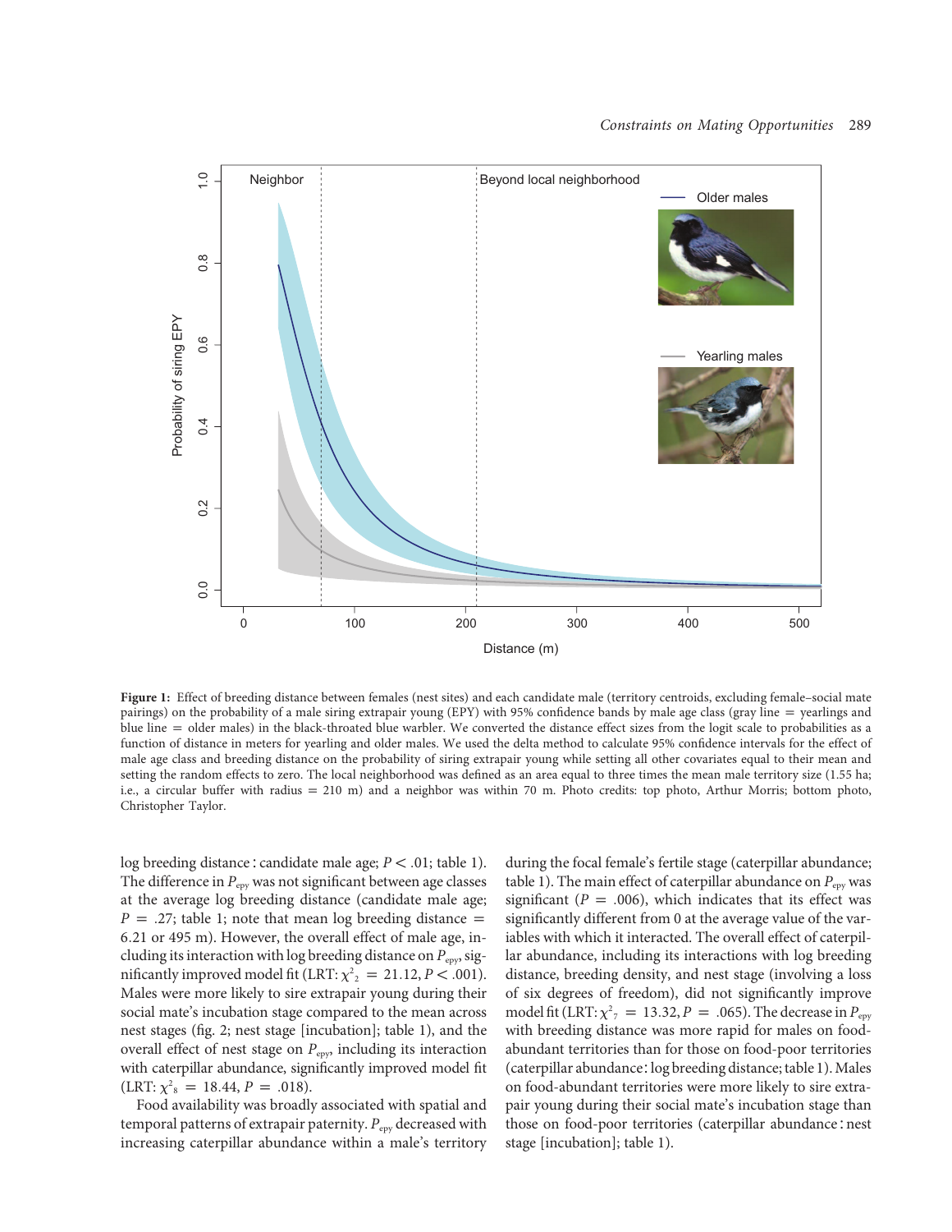**Figure 1:** Effect of breeding distance between females (nest sites) and each candidate male (territory centroids, excluding female–social mate pairings) on the probability of a male siring extrapair young (EPY) with 95% confidence bands by male age class (gray line = yearlings and blue line = older males) in the black-throated blue warbler. We converted the distance effect sizes from the logit scale to probabilities as a function of distance in meters for yearling and older males. We used the delta method to calculate 95% confidence intervals for the effect of male age class and breeding distance on the probability of siring extrapair young while setting all other covariates equal to their mean and setting the random effects to zero. The local neighborhood was defined as an area equal to three times the mean male territory size (1.55 ha; i.e., a circular buffer with radius = 210 m) and a neighbor was within 70 m. Photo credits: top photo, Arthur Morris; bottom photo, Christopher Taylor.

log breeding distance : candidate male age; $P < .01$; table 1). The difference in $P_{epy}$ was not significant between age classes at the average log breeding distance (candidate male age; $P = .27$; table 1; note that mean log breeding distance = 6.21 or 495 m). However, the overall effect of male age, including its interaction with log breeding distance on $P_{epy}$, significantly improved model fit (LRT: $\chi^2_2 = 21.12$, $P < .001$). Males were more likely to sire extrapair young during their social mate's incubation stage compared to the mean across nest stages (fig. 2; nest stage [incubation]; table 1), and the overall effect of nest stage on $P_{epy}$, including its interaction with caterpillar abundance, significantly improved model fit (LRT: $\chi^2_8 = 18.44$, $P = .018$).

Food availability was broadly associated with spatial and temporal patterns of extrapair paternity. $P_{epy}$ decreased with increasing caterpillar abundance within a male's territory during the focal female's fertile stage (caterpillar abundance; table 1). The main effect of caterpillar abundance on $P_{epy}$ was significant ($P = .006$), which indicates that its effect was significantly different from 0 at the average value of the variables with which it interacted. The overall effect of caterpillar abundance, including its interactions with log breeding distance, breeding density, and nest stage (involving a loss of six degrees of freedom), did not significantly improve model fit (LRT: $\chi^2_7 = 13.32$, $P = .065$). The decrease in $P_{epy}$ with breeding distance was more rapid for males on food-abundant territories than for those on food-poor territories (caterpillar abundance : log breeding distance; table 1). Males on food-abundant territories were more likely to sire extrapair young during their social mate's incubation stage than those on food-poor territories (caterpillar abundance : nest stage [incubation]; table 1).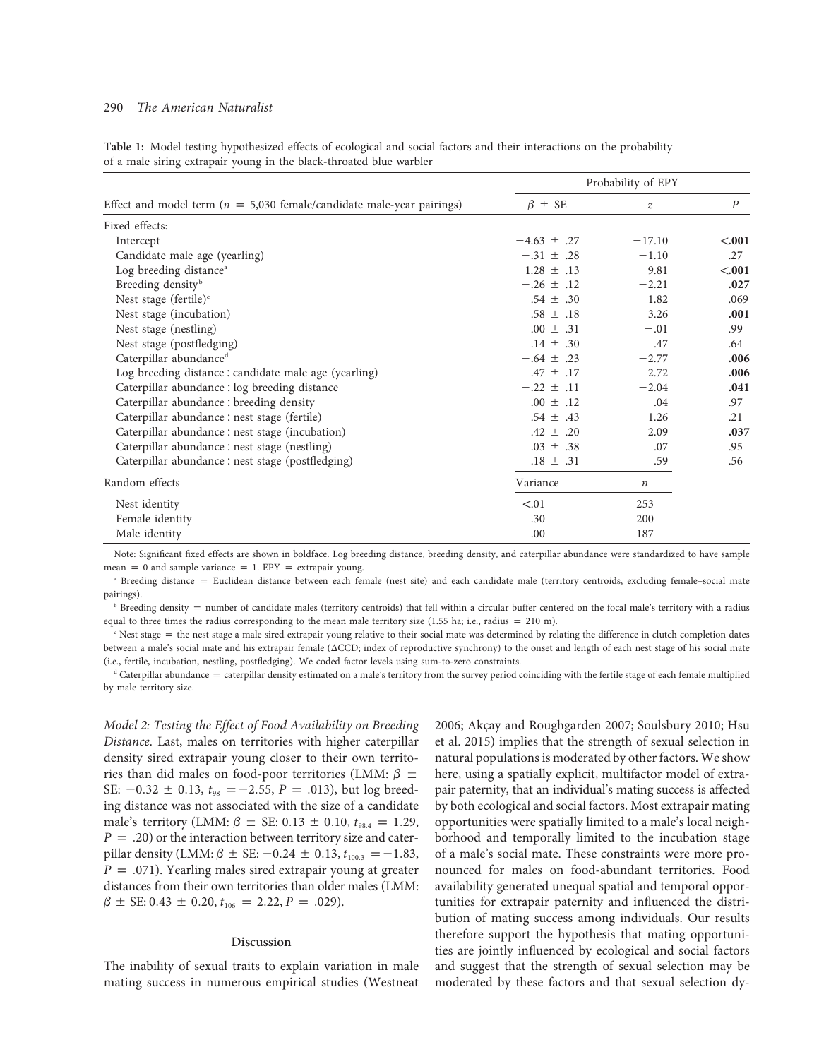**Table 1:** Model testing hypothesized effects of ecological and social factors and their interactions on the probability of a male siring extrapair young in the black-throated blue warbler

| Effect and model term ($n$ = 5,030 female/candidate male-year pairings) | Probability of EPY | | |
|---|---|---|---|
| | $\beta \pm$ SE | $z$ | $P$ |
| Fixed effects: | | | |
| Intercept | −4.63 ± .27 | −17.10 | **<.001** |
| Candidate male age (yearling) | −.31 ± .28 | −1.10 | .27 |
| Log breeding distance[a] | −1.28 ± .13 | −9.81 | **<.001** |
| Breeding density[b] | −.26 ± .12 | −2.21 | **.027** |
| Nest stage (fertile)[c] | −.54 ± .30 | −1.82 | .069 |
| Nest stage (incubation) | .58 ± .18 | 3.26 | **.001** |
| Nest stage (nestling) | .00 ± .31 | −.01 | .99 |
| Nest stage (postfledging) | .14 ± .30 | .47 | .64 |
| Caterpillar abundance[d] | −.64 ± .23 | −2.77 | **.006** |
| Log breeding distance : candidate male age (yearling) | .47 ± .17 | 2.72 | **.006** |
| Caterpillar abundance : log breeding distance | −.22 ± .11 | −2.04 | **.041** |
| Caterpillar abundance : breeding density | .00 ± .12 | .04 | .97 |
| Caterpillar abundance : nest stage (fertile) | −.54 ± .43 | −1.26 | .21 |
| Caterpillar abundance : nest stage (incubation) | .42 ± .20 | 2.09 | **.037** |
| Caterpillar abundance : nest stage (nestling) | .03 ± .38 | .07 | .95 |
| Caterpillar abundance : nest stage (postfledging) | .18 ± .31 | .59 | .56 |
| Random effects | Variance | $n$ | |
| Nest identity | <.01 | 253 | |
| Female identity | .30 | 200 | |
| Male identity | .00 | 187 | |

Note: Significant fixed effects are shown in boldface. Log breeding distance, breeding density, and caterpillar abundance were standardized to have sample mean = 0 and sample variance = 1. EPY = extrapair young.

[a] Breeding distance = Euclidean distance between each female (nest site) and each candidate male (territory centroids, excluding female–social mate pairings).

[b] Breeding density = number of candidate males (territory centroids) that fell within a circular buffer centered on the focal male's territory with a radius equal to three times the radius corresponding to the mean male territory size (1.55 ha; i.e., radius = 210 m).

[c] Nest stage = the nest stage a male sired extrapair young relative to their social mate was determined by relating the difference in clutch completion dates between a male's social mate and his extrapair female (ΔCCD; index of reproductive synchrony) to the onset and length of each nest stage of his social mate (i.e., fertile, incubation, nestling, postfledging). We coded factor levels using sum-to-zero constraints.

[d] Caterpillar abundance = caterpillar density estimated on a male's territory from the survey period coinciding with the fertile stage of each female multiplied by male territory size.

*Model 2: Testing the Effect of Food Availability on Breeding Distance.* Last, males on territories with higher caterpillar density sired extrapair young closer to their own territories than did males on food-poor territories (LMM: $\beta \pm$ SE: $-0.32 \pm 0.13$, $t_{98} = -2.55$, $P = .013$), but log breeding distance was not associated with the size of a candidate male's territory (LMM: $\beta \pm$ SE: $0.13 \pm 0.10$, $t_{98.4} = 1.29$, $P = .20$) or the interaction between territory size and caterpillar density (LMM: $\beta \pm$ SE: $-0.24 \pm 0.13$, $t_{100.3} = -1.83$, $P = .071$). Yearling males sired extrapair young at greater distances from their own territories than older males (LMM: $\beta \pm$ SE: $0.43 \pm 0.20$, $t_{106} = 2.22$, $P = .029$).

## Discussion

The inability of sexual traits to explain variation in male mating success in numerous empirical studies (Westneat 2006; Akçay and Roughgarden 2007; Soulsbury 2010; Hsu et al. 2015) implies that the strength of sexual selection in natural populations is moderated by other factors. We show here, using a spatially explicit, multifactor model of extrapair paternity, that an individual's mating success is affected by both ecological and social factors. Most extrapair mating opportunities were spatially limited to a male's local neighborhood and temporally limited to the incubation stage of a male's social mate. These constraints were more pronounced for males on food-abundant territories. Food availability generated unequal spatial and temporal opportunities for extrapair paternity and influenced the distribution of mating success among individuals. Our results therefore support the hypothesis that mating opportunities are jointly influenced by ecological and social factors and suggest that the strength of sexual selection may be moderated by these factors and that sexual selection dy-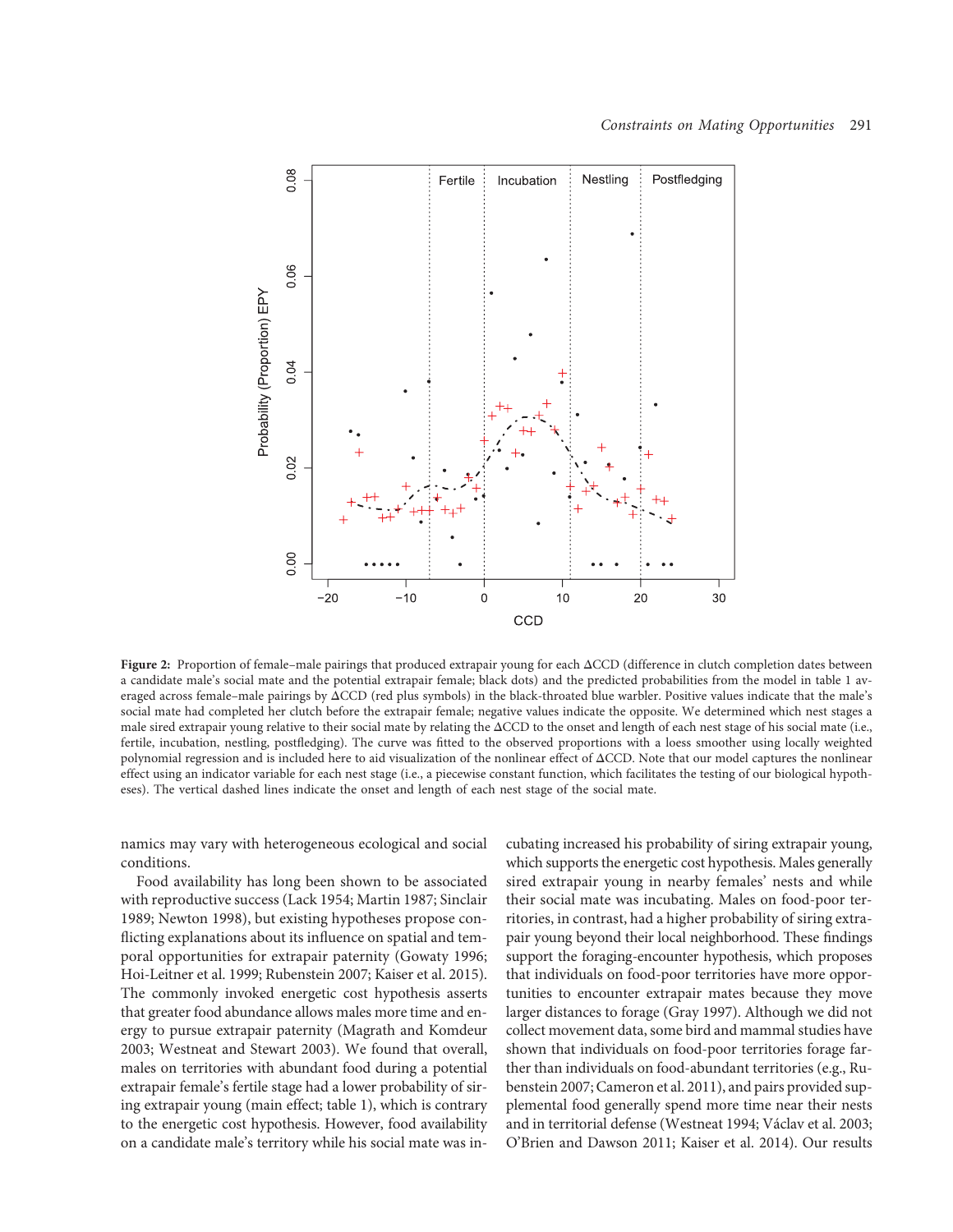Figure 2: Proportion of female–male pairings that produced extrapair young for each ΔCCD (difference in clutch completion dates between a candidate male's social mate and the potential extrapair female; black dots) and the predicted probabilities from the model in table 1 averaged across female–male pairings by ΔCCD (red plus symbols) in the black-throated blue warbler. Positive values indicate that the male's social mate had completed her clutch before the extrapair female; negative values indicate the opposite. We determined which nest stages a male sired extrapair young relative to their social mate by relating the ΔCCD to the onset and length of each nest stage of his social mate (i.e., fertile, incubation, nestling, postfledging). The curve was fitted to the observed proportions with a loess smoother using locally weighted polynomial regression and is included here to aid visualization of the nonlinear effect of ΔCCD. Note that our model captures the nonlinear effect using an indicator variable for each nest stage (i.e., a piecewise constant function, which facilitates the testing of our biological hypotheses). The vertical dashed lines indicate the onset and length of each nest stage of the social mate.

namics may vary with heterogeneous ecological and social conditions.

Food availability has long been shown to be associated with reproductive success (Lack 1954; Martin 1987; Sinclair 1989; Newton 1998), but existing hypotheses propose conflicting explanations about its influence on spatial and temporal opportunities for extrapair paternity (Gowaty 1996; Hoi-Leitner et al. 1999; Rubenstein 2007; Kaiser et al. 2015). The commonly invoked energetic cost hypothesis asserts that greater food abundance allows males more time and energy to pursue extrapair paternity (Magrath and Komdeur 2003; Westneat and Stewart 2003). We found that overall, males on territories with abundant food during a potential extrapair female's fertile stage had a lower probability of siring extrapair young (main effect; table 1), which is contrary to the energetic cost hypothesis. However, food availability on a candidate male's territory while his social mate was incubating increased his probability of siring extrapair young, which supports the energetic cost hypothesis. Males generally sired extrapair young in nearby females' nests and while their social mate was incubating. Males on food-poor territories, in contrast, had a higher probability of siring extrapair young beyond their local neighborhood. These findings support the foraging-encounter hypothesis, which proposes that individuals on food-poor territories have more opportunities to encounter extrapair mates because they move larger distances to forage (Gray 1997). Although we did not collect movement data, some bird and mammal studies have shown that individuals on food-poor territories forage farther than individuals on food-abundant territories (e.g., Rubenstein 2007; Cameron et al. 2011), and pairs provided supplemental food generally spend more time near their nests and in territorial defense (Westneat 1994; Václav et al. 2003; O'Brien and Dawson 2011; Kaiser et al. 2014). Our results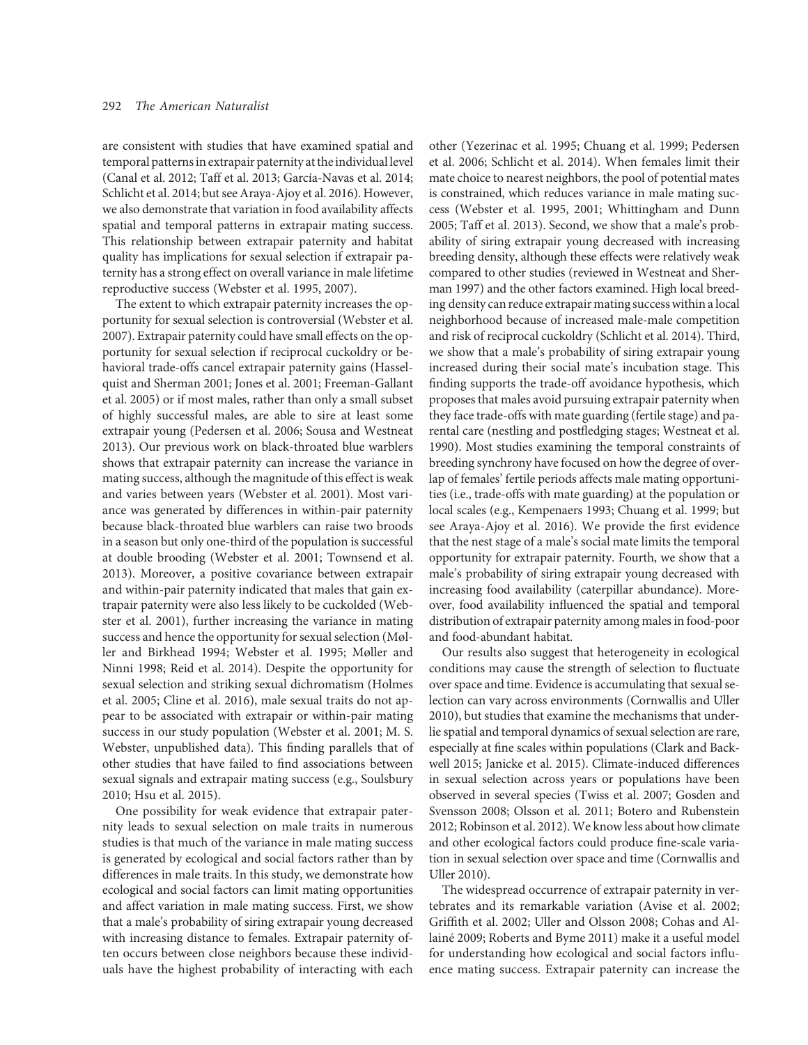are consistent with studies that have examined spatial and temporal patterns in extrapair paternity at the individual level (Canal et al. 2012; Taff et al. 2013; García-Navas et al. 2014; Schlicht et al. 2014; but see Araya-Ajoy et al. 2016). However, we also demonstrate that variation in food availability affects spatial and temporal patterns in extrapair mating success. This relationship between extrapair paternity and habitat quality has implications for sexual selection if extrapair paternity has a strong effect on overall variance in male lifetime reproductive success (Webster et al. 1995, 2007).

The extent to which extrapair paternity increases the opportunity for sexual selection is controversial (Webster et al. 2007). Extrapair paternity could have small effects on the opportunity for sexual selection if reciprocal cuckoldry or behavioral trade-offs cancel extrapair paternity gains (Hasselquist and Sherman 2001; Jones et al. 2001; Freeman-Gallant et al. 2005) or if most males, rather than only a small subset of highly successful males, are able to sire at least some extrapair young (Pedersen et al. 2006; Sousa and Westneat 2013). Our previous work on black-throated blue warblers shows that extrapair paternity can increase the variance in mating success, although the magnitude of this effect is weak and varies between years (Webster et al. 2001). Most variance was generated by differences in within-pair paternity because black-throated blue warblers can raise two broods in a season but only one-third of the population is successful at double brooding (Webster et al. 2001; Townsend et al. 2013). Moreover, a positive covariance between extrapair and within-pair paternity indicated that males that gain extrapair paternity were also less likely to be cuckolded (Webster et al. 2001), further increasing the variance in mating success and hence the opportunity for sexual selection (Møller and Birkhead 1994; Webster et al. 1995; Møller and Ninni 1998; Reid et al. 2014). Despite the opportunity for sexual selection and striking sexual dichromatism (Holmes et al. 2005; Cline et al. 2016), male sexual traits do not appear to be associated with extrapair or within-pair mating success in our study population (Webster et al. 2001; M. S. Webster, unpublished data). This finding parallels that of other studies that have failed to find associations between sexual signals and extrapair mating success (e.g., Soulsbury 2010; Hsu et al. 2015).

One possibility for weak evidence that extrapair paternity leads to sexual selection on male traits in numerous studies is that much of the variance in male mating success is generated by ecological and social factors rather than by differences in male traits. In this study, we demonstrate how ecological and social factors can limit mating opportunities and affect variation in male mating success. First, we show that a male's probability of siring extrapair young decreased with increasing distance to females. Extrapair paternity often occurs between close neighbors because these individuals have the highest probability of interacting with each other (Yezerinac et al. 1995; Chuang et al. 1999; Pedersen et al. 2006; Schlicht et al. 2014). When females limit their mate choice to nearest neighbors, the pool of potential mates is constrained, which reduces variance in male mating success (Webster et al. 1995, 2001; Whittingham and Dunn 2005; Taff et al. 2013). Second, we show that a male's probability of siring extrapair young decreased with increasing breeding density, although these effects were relatively weak compared to other studies (reviewed in Westneat and Sherman 1997) and the other factors examined. High local breeding density can reduce extrapair mating success within a local neighborhood because of increased male-male competition and risk of reciprocal cuckoldry (Schlicht et al. 2014). Third, we show that a male's probability of siring extrapair young increased during their social mate's incubation stage. This finding supports the trade-off avoidance hypothesis, which proposes that males avoid pursuing extrapair paternity when they face trade-offs with mate guarding (fertile stage) and parental care (nestling and postfledging stages; Westneat et al. 1990). Most studies examining the temporal constraints of breeding synchrony have focused on how the degree of overlap of females' fertile periods affects male mating opportunities (i.e., trade-offs with mate guarding) at the population or local scales (e.g., Kempenaers 1993; Chuang et al. 1999; but see Araya-Ajoy et al. 2016). We provide the first evidence that the nest stage of a male's social mate limits the temporal opportunity for extrapair paternity. Fourth, we show that a male's probability of siring extrapair young decreased with increasing food availability (caterpillar abundance). Moreover, food availability influenced the spatial and temporal distribution of extrapair paternity among males in food-poor and food-abundant habitat.

Our results also suggest that heterogeneity in ecological conditions may cause the strength of selection to fluctuate over space and time. Evidence is accumulating that sexual selection can vary across environments (Cornwallis and Uller 2010), but studies that examine the mechanisms that underlie spatial and temporal dynamics of sexual selection are rare, especially at fine scales within populations (Clark and Backwell 2015; Janicke et al. 2015). Climate-induced differences in sexual selection across years or populations have been observed in several species (Twiss et al. 2007; Gosden and Svensson 2008; Olsson et al. 2011; Botero and Rubenstein 2012; Robinson et al. 2012). We know less about how climate and other ecological factors could produce fine-scale variation in sexual selection over space and time (Cornwallis and Uller 2010).

The widespread occurrence of extrapair paternity in vertebrates and its remarkable variation (Avise et al. 2002; Griffith et al. 2002; Uller and Olsson 2008; Cohas and Allainé 2009; Roberts and Byme 2011) make it a useful model for understanding how ecological and social factors influence mating success. Extrapair paternity can increase the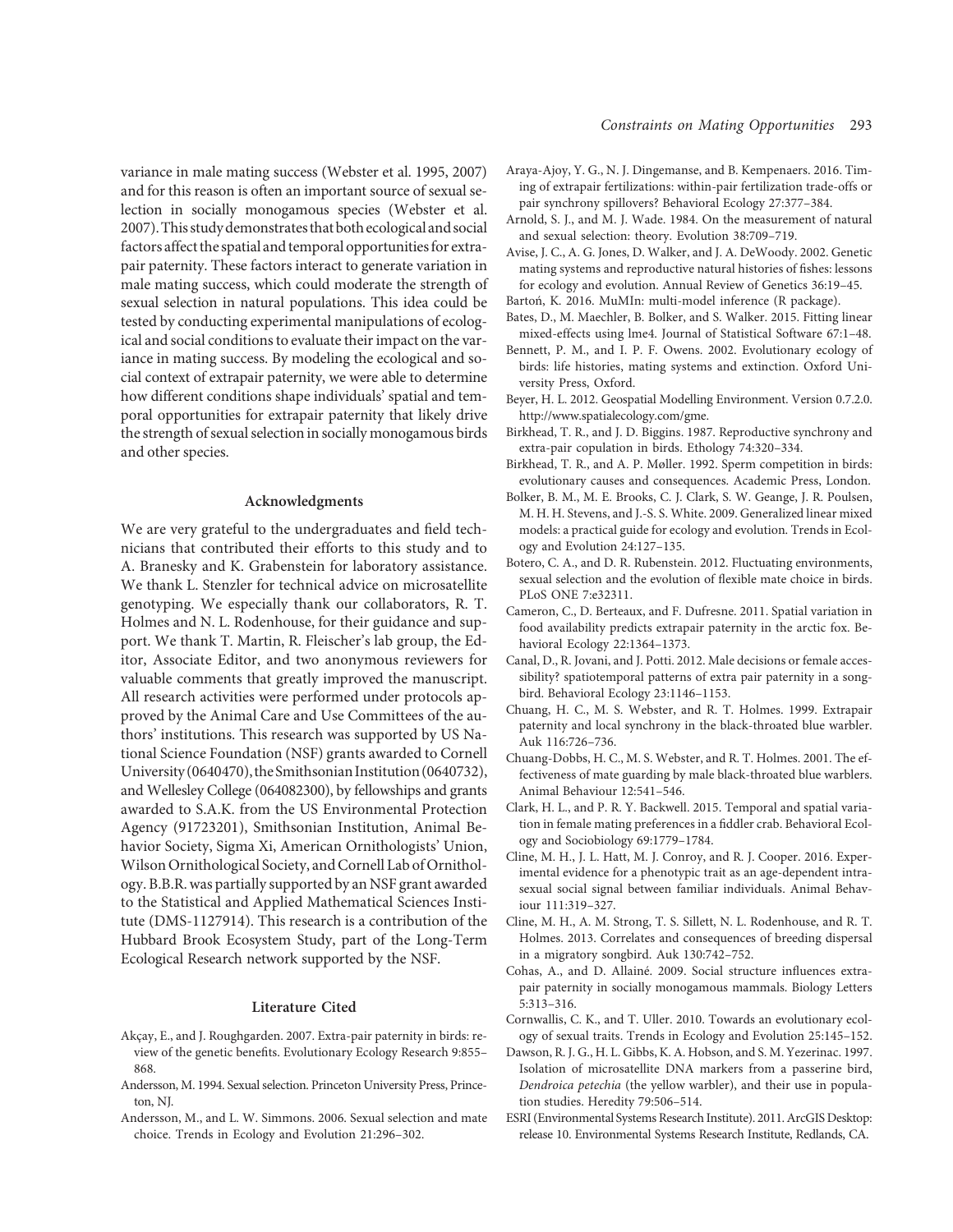variance in male mating success (Webster et al. 1995, 2007) and for this reason is often an important source of sexual selection in socially monogamous species (Webster et al. 2007). This study demonstrates that both ecological and social factors affect the spatial and temporal opportunities for extrapair paternity. These factors interact to generate variation in male mating success, which could moderate the strength of sexual selection in natural populations. This idea could be tested by conducting experimental manipulations of ecological and social conditions to evaluate their impact on the variance in mating success. By modeling the ecological and social context of extrapair paternity, we were able to determine how different conditions shape individuals' spatial and temporal opportunities for extrapair paternity that likely drive the strength of sexual selection in socially monogamous birds and other species.

## Acknowledgments

We are very grateful to the undergraduates and field technicians that contributed their efforts to this study and to A. Branesky and K. Grabenstein for laboratory assistance. We thank L. Stenzler for technical advice on microsatellite genotyping. We especially thank our collaborators, R. T. Holmes and N. L. Rodenhouse, for their guidance and support. We thank T. Martin, R. Fleischer's lab group, the Editor, Associate Editor, and two anonymous reviewers for valuable comments that greatly improved the manuscript. All research activities were performed under protocols approved by the Animal Care and Use Committees of the authors' institutions. This research was supported by US National Science Foundation (NSF) grants awarded to Cornell University (0640470), the Smithsonian Institution (0640732), and Wellesley College (064082300), by fellowships and grants awarded to S.A.K. from the US Environmental Protection Agency (91723201), Smithsonian Institution, Animal Behavior Society, Sigma Xi, American Ornithologists' Union, Wilson Ornithological Society, and Cornell Lab of Ornithology. B.B.R. was partially supported by an NSF grant awarded to the Statistical and Applied Mathematical Sciences Institute (DMS-1127914). This research is a contribution of the Hubbard Brook Ecosystem Study, part of the Long-Term Ecological Research network supported by the NSF.

## Literature Cited

Akçay, E., and J. Roughgarden. 2007. Extra-pair paternity in birds: review of the genetic benefits. Evolutionary Ecology Research 9:855–868.

Andersson, M. 1994. Sexual selection. Princeton University Press, Princeton, NJ.

Andersson, M., and L. W. Simmons. 2006. Sexual selection and mate choice. Trends in Ecology and Evolution 21:296–302.

Araya-Ajoy, Y. G., N. J. Dingemanse, and B. Kempenaers. 2016. Timing of extrapair fertilizations: within-pair fertilization trade-offs or pair synchrony spillovers? Behavioral Ecology 27:377–384.

Arnold, S. J., and M. J. Wade. 1984. On the measurement of natural and sexual selection: theory. Evolution 38:709–719.

Avise, J. C., A. G. Jones, D. Walker, and J. A. DeWoody. 2002. Genetic mating systems and reproductive natural histories of fishes: lessons for ecology and evolution. Annual Review of Genetics 36:19–45.

Bartoń, K. 2016. MuMIn: multi-model inference (R package).

Bates, D., M. Maechler, B. Bolker, and S. Walker. 2015. Fitting linear mixed-effects using lme4. Journal of Statistical Software 67:1–48.

Bennett, P. M., and I. P. F. Owens. 2002. Evolutionary ecology of birds: life histories, mating systems and extinction. Oxford University Press, Oxford.

Beyer, H. L. 2012. Geospatial Modelling Environment. Version 0.7.2.0. http://www.spatialecology.com/gme.

Birkhead, T. R., and J. D. Biggins. 1987. Reproductive synchrony and extra-pair copulation in birds. Ethology 74:320–334.

Birkhead, T. R., and A. P. Møller. 1992. Sperm competition in birds: evolutionary causes and consequences. Academic Press, London.

Bolker, B. M., M. E. Brooks, C. J. Clark, S. W. Geange, J. R. Poulsen, M. H. H. Stevens, and J.-S. S. White. 2009. Generalized linear mixed models: a practical guide for ecology and evolution. Trends in Ecology and Evolution 24:127–135.

Botero, C. A., and D. R. Rubenstein. 2012. Fluctuating environments, sexual selection and the evolution of flexible mate choice in birds. PLoS ONE 7:e32311.

Cameron, C., D. Berteaux, and F. Dufresne. 2011. Spatial variation in food availability predicts extrapair paternity in the arctic fox. Behavioral Ecology 22:1364–1373.

Canal, D., R. Jovani, and J. Potti. 2012. Male decisions or female accessibility? spatiotemporal patterns of extra pair paternity in a songbird. Behavioral Ecology 23:1146–1153.

Chuang, H. C., M. S. Webster, and R. T. Holmes. 1999. Extrapair paternity and local synchrony in the black-throated blue warbler. Auk 116:726–736.

Chuang-Dobbs, H. C., M. S. Webster, and R. T. Holmes. 2001. The effectiveness of mate guarding by male black-throated blue warblers. Animal Behaviour 12:541–546.

Clark, H. L., and P. R. Y. Backwell. 2015. Temporal and spatial variation in female mating preferences in a fiddler crab. Behavioral Ecology and Sociobiology 69:1779–1784.

Cline, M. H., J. L. Hatt, M. J. Conroy, and R. J. Cooper. 2016. Experimental evidence for a phenotypic trait as an age-dependent intrasexual social signal between familiar individuals. Animal Behaviour 111:319–327.

Cline, M. H., A. M. Strong, T. S. Sillett, N. L. Rodenhouse, and R. T. Holmes. 2013. Correlates and consequences of breeding dispersal in a migratory songbird. Auk 130:742–752.

Cohas, A., and D. Allainé. 2009. Social structure influences extrapair paternity in socially monogamous mammals. Biology Letters 5:313–316.

Cornwallis, C. K., and T. Uller. 2010. Towards an evolutionary ecology of sexual traits. Trends in Ecology and Evolution 25:145–152.

Dawson, R. J. G., H. L. Gibbs, K. A. Hobson, and S. M. Yezerinac. 1997. Isolation of microsatellite DNA markers from a passerine bird, *Dendroica petechia* (the yellow warbler), and their use in population studies. Heredity 79:506–514.

ESRI (Environmental Systems Research Institute). 2011. ArcGIS Desktop: release 10. Environmental Systems Research Institute, Redlands, CA.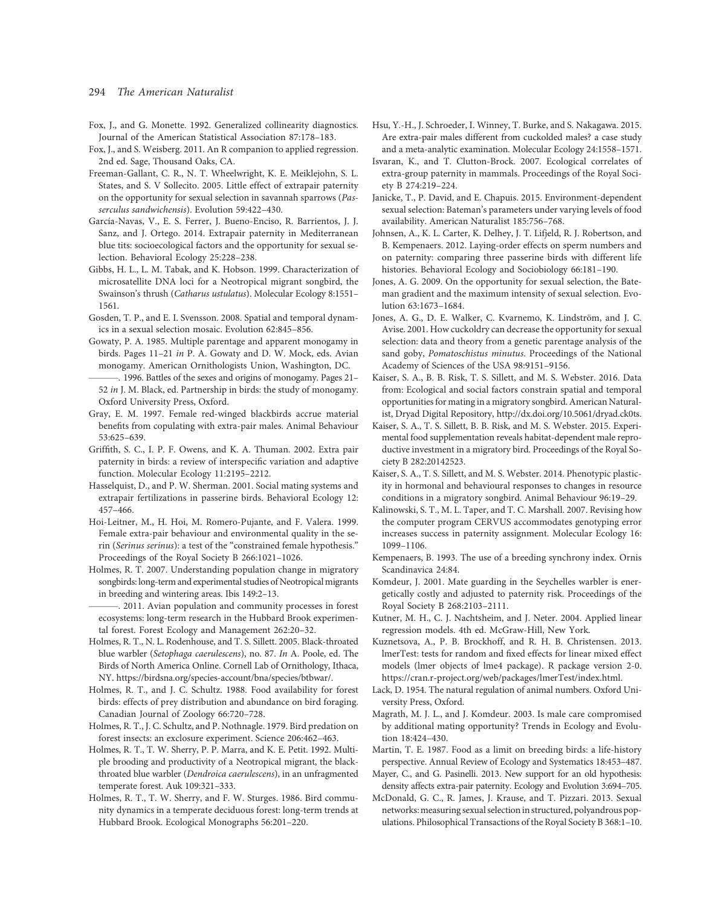Fox, J., and G. Monette. 1992. Generalized collinearity diagnostics. Journal of the American Statistical Association 87:178–183.

Fox, J., and S. Weisberg. 2011. An R companion to applied regression. 2nd ed. Sage, Thousand Oaks, CA.

Freeman-Gallant, C. R., N. T. Wheelwright, K. E. Meiklejohn, S. L. States, and S. V Sollecito. 2005. Little effect of extrapair paternity on the opportunity for sexual selection in savannah sparrows (*Passerculus sandwichensis*). Evolution 59:422–430.

García-Navas, V., E. S. Ferrer, J. Bueno-Enciso, R. Barrientos, J. J. Sanz, and J. Ortego. 2014. Extrapair paternity in Mediterranean blue tits: socioecological factors and the opportunity for sexual selection. Behavioral Ecology 25:228–238.

Gibbs, H. L., L. M. Tabak, and K. Hobson. 1999. Characterization of microsatellite DNA loci for a Neotropical migrant songbird, the Swainson's thrush (*Catharus ustulatus*). Molecular Ecology 8:1551–1561.

Gosden, T. P., and E. I. Svensson. 2008. Spatial and temporal dynamics in a sexual selection mosaic. Evolution 62:845–856.

Gowaty, P. A. 1985. Multiple parentage and apparent monogamy in birds. Pages 11–21 *in* P. A. Gowaty and D. W. Mock, eds. Avian monogamy. American Ornithologists Union, Washington, DC.

———. 1996. Battles of the sexes and origins of monogamy. Pages 21–52 *in* J. M. Black, ed. Partnership in birds: the study of monogamy. Oxford University Press, Oxford.

Gray, E. M. 1997. Female red-winged blackbirds accrue material benefits from copulating with extra-pair males. Animal Behaviour 53:625–639.

Griffith, S. C., I. P. F. Owens, and K. A. Thuman. 2002. Extra pair paternity in birds: a review of interspecific variation and adaptive function. Molecular Ecology 11:2195–2212.

Hasselquist, D., and P. W. Sherman. 2001. Social mating systems and extrapair fertilizations in passerine birds. Behavioral Ecology 12:457–466.

Hoi-Leitner, M., H. Hoi, M. Romero-Pujante, and F. Valera. 1999. Female extra-pair behaviour and environmental quality in the serin (*Serinus serinus*): a test of the "constrained female hypothesis." Proceedings of the Royal Society B 266:1021–1026.

Holmes, R. T. 2007. Understanding population change in migratory songbirds: long-term and experimental studies of Neotropical migrants in breeding and wintering areas. Ibis 149:2–13.

———. 2011. Avian population and community processes in forest ecosystems: long-term research in the Hubbard Brook experimental forest. Forest Ecology and Management 262:20–32.

Holmes, R. T., N. L. Rodenhouse, and T. S. Sillett. 2005. Black-throated blue warbler (*Setophaga caerulescens*), no. 87. *In* A. Poole, ed. The Birds of North America Online. Cornell Lab of Ornithology, Ithaca, NY. https://birdsna.org/species-account/bna/species/btbwar/.

Holmes, R. T., and J. C. Schultz. 1988. Food availability for forest birds: effects of prey distribution and abundance on bird foraging. Canadian Journal of Zoology 66:720–728.

Holmes, R. T., J. C. Schultz, and P. Nothnagle. 1979. Bird predation on forest insects: an exclosure experiment. Science 206:462–463.

Holmes, R. T., T. W. Sherry, P. P. Marra, and K. E. Petit. 1992. Multiple brooding and productivity of a Neotropical migrant, the black-throated blue warbler (*Dendroica caerulescens*), in an unfragmented temperate forest. Auk 109:321–333.

Holmes, R. T., T. W. Sherry, and F. W. Sturges. 1986. Bird community dynamics in a temperate deciduous forest: long-term trends at Hubbard Brook. Ecological Monographs 56:201–220.

Hsu, Y.-H., J. Schroeder, I. Winney, T. Burke, and S. Nakagawa. 2015. Are extra-pair males different from cuckolded males? a case study and a meta-analytic examination. Molecular Ecology 24:1558–1571.

Isvaran, K., and T. Clutton-Brock. 2007. Ecological correlates of extra-group paternity in mammals. Proceedings of the Royal Society B 274:219–224.

Janicke, T., P. David, and E. Chapuis. 2015. Environment-dependent sexual selection: Bateman's parameters under varying levels of food availability. American Naturalist 185:756–768.

Johnsen, A., K. L. Carter, K. Delhey, J. T. Lifjeld, R. J. Robertson, and B. Kempenaers. 2012. Laying-order effects on sperm numbers and on paternity: comparing three passerine birds with different life histories. Behavioral Ecology and Sociobiology 66:181–190.

Jones, A. G. 2009. On the opportunity for sexual selection, the Bateman gradient and the maximum intensity of sexual selection. Evolution 63:1673–1684.

Jones, A. G., D. E. Walker, C. Kvarnemo, K. Lindström, and J. C. Avise. 2001. How cuckoldry can decrease the opportunity for sexual selection: data and theory from a genetic parentage analysis of the sand goby, *Pomatoschistus minutus*. Proceedings of the National Academy of Sciences of the USA 98:9151–9156.

Kaiser, S. A., B. B. Risk, T. S. Sillett, and M. S. Webster. 2016. Data from: Ecological and social factors constrain spatial and temporal opportunities for mating in a migratory songbird. American Naturalist, Dryad Digital Repository, http://dx.doi.org/10.5061/dryad.ck0ts.

Kaiser, S. A., T. S. Sillett, B. B. Risk, and M. S. Webster. 2015. Experimental food supplementation reveals habitat-dependent male reproductive investment in a migratory bird. Proceedings of the Royal Society B 282:20142523.

Kaiser S. A., T. S. Sillett, and M. S. Webster. 2014. Phenotypic plasticity in hormonal and behavioural responses to changes in resource conditions in a migratory songbird. Animal Behaviour 96:19–29.

Kalinowski, S. T., M. L. Taper, and T. C. Marshall. 2007. Revising how the computer program CERVUS accommodates genotyping error increases success in paternity assignment. Molecular Ecology 16:1099–1106.

Kempenaers, B. 1993. The use of a breeding synchrony index. Ornis Scandinavica 24:84.

Komdeur, J. 2001. Mate guarding in the Seychelles warbler is energetically costly and adjusted to paternity risk. Proceedings of the Royal Society B 268:2103–2111.

Kutner, M. H., C. J. Nachtsheim, and J. Neter. 2004. Applied linear regression models. 4th ed. McGraw-Hill, New York.

Kuznetsova, A., P. B. Brockhoff, and R. H. B. Christensen. 2013. lmerTest: tests for random and fixed effects for linear mixed effect models (lmer objects of lme4 package). R package version 2-0. https://cran.r-project.org/web/packages/lmerTest/index.html.

Lack, D. 1954. The natural regulation of animal numbers. Oxford University Press, Oxford.

Magrath, M. J. L., and J. Komdeur. 2003. Is male care compromised by additional mating opportunity? Trends in Ecology and Evolution 18:424–430.

Martin, T. E. 1987. Food as a limit on breeding birds: a life-history perspective. Annual Review of Ecology and Systematics 18:453–487.

Mayer, C., and G. Pasinelli. 2013. New support for an old hypothesis: density affects extra-pair paternity. Ecology and Evolution 3:694–705.

McDonald, G. C., R. James, J. Krause, and T. Pizzari. 2013. Sexual networks: measuring sexual selection in structured, polyandrous populations. Philosophical Transactions of the Royal Society B 368:1–10.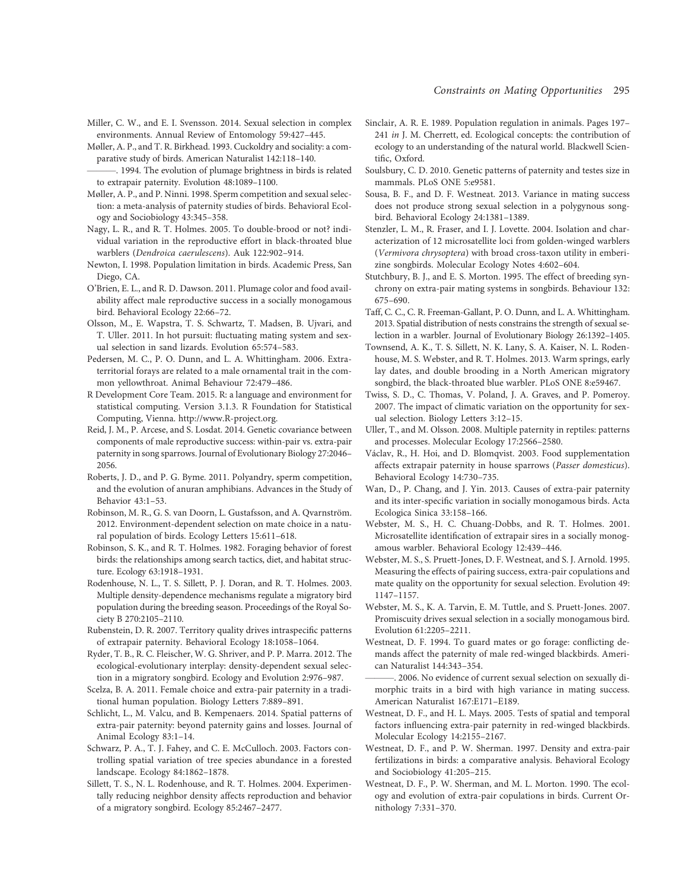Miller, C. W., and E. I. Svensson. 2014. Sexual selection in complex environments. Annual Review of Entomology 59:427–445.

Møller, A. P., and T. R. Birkhead. 1993. Cuckoldry and sociality: a comparative study of birds. American Naturalist 142:118–140.

———. 1994. The evolution of plumage brightness in birds is related to extrapair paternity. Evolution 48:1089–1100.

Møller, A. P., and P. Ninni. 1998. Sperm competition and sexual selection: a meta-analysis of paternity studies of birds. Behavioral Ecology and Sociobiology 43:345–358.

Nagy, L. R., and R. T. Holmes. 2005. To double-brood or not? individual variation in the reproductive effort in black-throated blue warblers (*Dendroica caerulescens*). Auk 122:902–914.

Newton, I. 1998. Population limitation in birds. Academic Press, San Diego, CA.

O'Brien, E. L., and R. D. Dawson. 2011. Plumage color and food availability affect male reproductive success in a socially monogamous bird. Behavioral Ecology 22:66–72.

Olsson, M., E. Wapstra, T. S. Schwartz, T. Madsen, B. Ujvari, and T. Uller. 2011. In hot pursuit: fluctuating mating system and sexual selection in sand lizards. Evolution 65:574–583.

Pedersen, M. C., P. O. Dunn, and L. A. Whittingham. 2006. Extraterritorial forays are related to a male ornamental trait in the common yellowthroat. Animal Behaviour 72:479–486.

R Development Core Team. 2015. R: a language and environment for statistical computing. Version 3.1.3. R Foundation for Statistical Computing, Vienna. http://www.R-project.org.

Reid, J. M., P. Arcese, and S. Losdat. 2014. Genetic covariance between components of male reproductive success: within-pair vs. extra-pair paternity in song sparrows. Journal of Evolutionary Biology 27:2046–2056.

Roberts, J. D., and P. G. Byrne. 2011. Polyandry, sperm competition, and the evolution of anuran amphibians. Advances in the Study of Behavior 43:1–53.

Robinson, M. R., G. S. van Doorn, L. Gustafsson, and A. Qvarnström. 2012. Environment-dependent selection on mate choice in a natural population of birds. Ecology Letters 15:611–618.

Robinson, S. K., and R. T. Holmes. 1982. Foraging behavior of forest birds: the relationships among search tactics, diet, and habitat structure. Ecology 63:1918–1931.

Rodenhouse, N. L., T. S. Sillett, P. J. Doran, and R. T. Holmes. 2003. Multiple density-dependence mechanisms regulate a migratory bird population during the breeding season. Proceedings of the Royal Society B 270:2105–2110.

Rubenstein, D. R. 2007. Territory quality drives intraspecific patterns of extrapair paternity. Behavioral Ecology 18:1058–1064.

Ryder, T. B., R. C. Fleischer, W. G. Shriver, and P. P. Marra. 2012. The ecological-evolutionary interplay: density-dependent sexual selection in a migratory songbird. Ecology and Evolution 2:976–987.

Scelza, B. A. 2011. Female choice and extra-pair paternity in a traditional human population. Biology Letters 7:889–891.

Schlicht, L., M. Valcu, and B. Kempenaers. 2014. Spatial patterns of extra-pair paternity: beyond paternity gains and losses. Journal of Animal Ecology 83:1–14.

Schwarz, P. A., T. J. Fahey, and C. E. McCulloch. 2003. Factors controlling spatial variation of tree species abundance in a forested landscape. Ecology 84:1862–1878.

Sillett, T. S., N. L. Rodenhouse, and R. T. Holmes. 2004. Experimentally reducing neighbor density affects reproduction and behavior of a migratory songbird. Ecology 85:2467–2477.

Sinclair, A. R. E. 1989. Population regulation in animals. Pages 197–241 *in* J. M. Cherrett, ed. Ecological concepts: the contribution of ecology to an understanding of the natural world. Blackwell Scientific, Oxford.

Soulsbury, C. D. 2010. Genetic patterns of paternity and testes size in mammals. PLoS ONE 5:e9581.

Sousa, B. F., and D. F. Westneat. 2013. Variance in mating success does not produce strong sexual selection in a polygynous songbird. Behavioral Ecology 24:1381–1389.

Stenzler, L. M., R. Fraser, and I. J. Lovette. 2004. Isolation and characterization of 12 microsatellite loci from golden-winged warblers (*Vermivora chrysoptera*) with broad cross-taxon utility in emberizine songbirds. Molecular Ecology Notes 4:602–604.

Stutchbury, B. J., and E. S. Morton. 1995. The effect of breeding synchrony on extra-pair mating systems in songbirds. Behaviour 132: 675–690.

Taff, C. C., C. R. Freeman-Gallant, P. O. Dunn, and L. A. Whittingham. 2013. Spatial distribution of nests constrains the strength of sexual selection in a warbler. Journal of Evolutionary Biology 26:1392–1405.

Townsend, A. K., T. S. Sillett, N. K. Lany, S. A. Kaiser, N. L. Rodenhouse, M. S. Webster, and R. T. Holmes. 2013. Warm springs, early lay dates, and double brooding in a North American migratory songbird, the black-throated blue warbler. PLoS ONE 8:e59467.

Twiss, S. D., C. Thomas, V. Poland, J. A. Graves, and P. Pomeroy. 2007. The impact of climatic variation on the opportunity for sexual selection. Biology Letters 3:12–15.

Uller, T., and M. Olsson. 2008. Multiple paternity in reptiles: patterns and processes. Molecular Ecology 17:2566–2580.

Václav, R., H. Hoi, and D. Blomqvist. 2003. Food supplementation affects extrapair paternity in house sparrows (*Passer domesticus*). Behavioral Ecology 14:730–735.

Wan, D., P. Chang, and J. Yin. 2013. Causes of extra-pair paternity and its inter-specific variation in socially monogamous birds. Acta Ecologica Sinica 33:158–166.

Webster, M. S., H. C. Chuang-Dobbs, and R. T. Holmes. 2001. Microsatellite identification of extrapair sires in a socially monogamous warbler. Behavioral Ecology 12:439–446.

Webster, M. S., S. Pruett-Jones, D. F. Westneat, and S. J. Arnold. 1995. Measuring the effects of pairing success, extra-pair copulations and mate quality on the opportunity for sexual selection. Evolution 49: 1147–1157.

Webster, M. S., K. A. Tarvin, E. M. Tuttle, and S. Pruett-Jones. 2007. Promiscuity drives sexual selection in a socially monogamous bird. Evolution 61:2205–2211.

Westneat, D. F. 1994. To guard mates or go forage: conflicting demands affect the paternity of male red-winged blackbirds. American Naturalist 144:343–354.

———. 2006. No evidence of current sexual selection on sexually dimorphic traits in a bird with high variance in mating success. American Naturalist 167:E171–E189.

Westneat, D. F., and H. L. Mays. 2005. Tests of spatial and temporal factors influencing extra-pair paternity in red-winged blackbirds. Molecular Ecology 14:2155–2167.

Westneat, D. F., and P. W. Sherman. 1997. Density and extra-pair fertilizations in birds: a comparative analysis. Behavioral Ecology and Sociobiology 41:205–215.

Westneat, D. F., P. W. Sherman, and M. L. Morton. 1990. The ecology and evolution of extra-pair copulations in birds. Current Ornithology 7:331–370.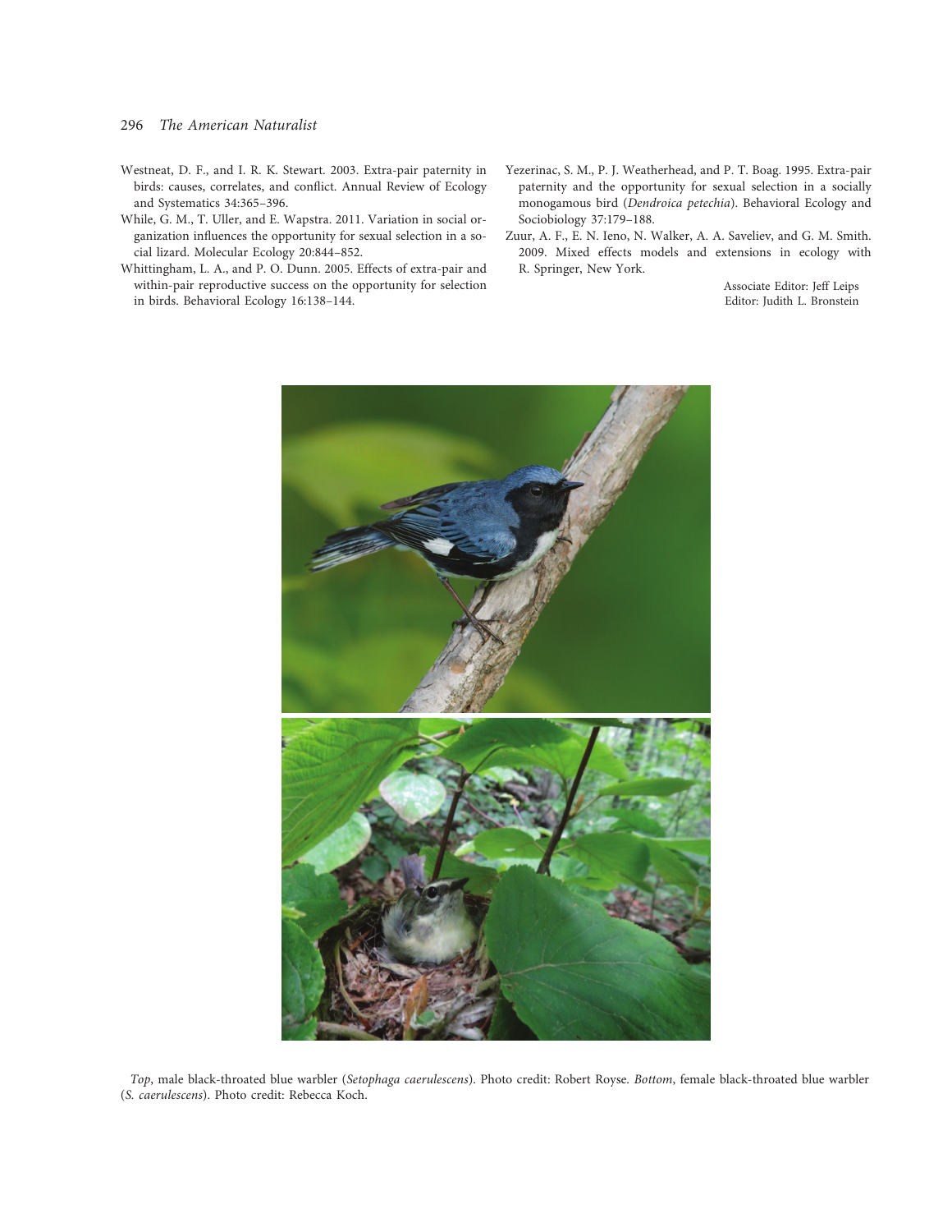Westneat, D. F., and I. R. K. Stewart. 2003. Extra-pair paternity in birds: causes, correlates, and conflict. Annual Review of Ecology and Systematics 34:365–396.

While, G. M., T. Uller, and E. Wapstra. 2011. Variation in social organization influences the opportunity for sexual selection in a social lizard. Molecular Ecology 20:844–852.

Whittingham, L. A., and P. O. Dunn. 2005. Effects of extra-pair and within-pair reproductive success on the opportunity for selection in birds. Behavioral Ecology 16:138–144.

Yezerinac, S. M., P. J. Weatherhead, and P. T. Boag. 1995. Extra-pair paternity and the opportunity for sexual selection in a socially monogamous bird (*Dendroica petechia*). Behavioral Ecology and Sociobiology 37:179–188.

Zuur, A. F., E. N. Ieno, N. Walker, A. A. Saveliev, and G. M. Smith. 2009. Mixed effects models and extensions in ecology with R. Springer, New York.

Associate Editor: Jeff Leips
Editor: Judith L. Bronstein

*Top*, male black-throated blue warbler (*Setophaga caerulescens*). Photo credit: Robert Royse. *Bottom*, female black-throated blue warbler (*S. caerulescens*). Photo credit: Rebecca Koch.